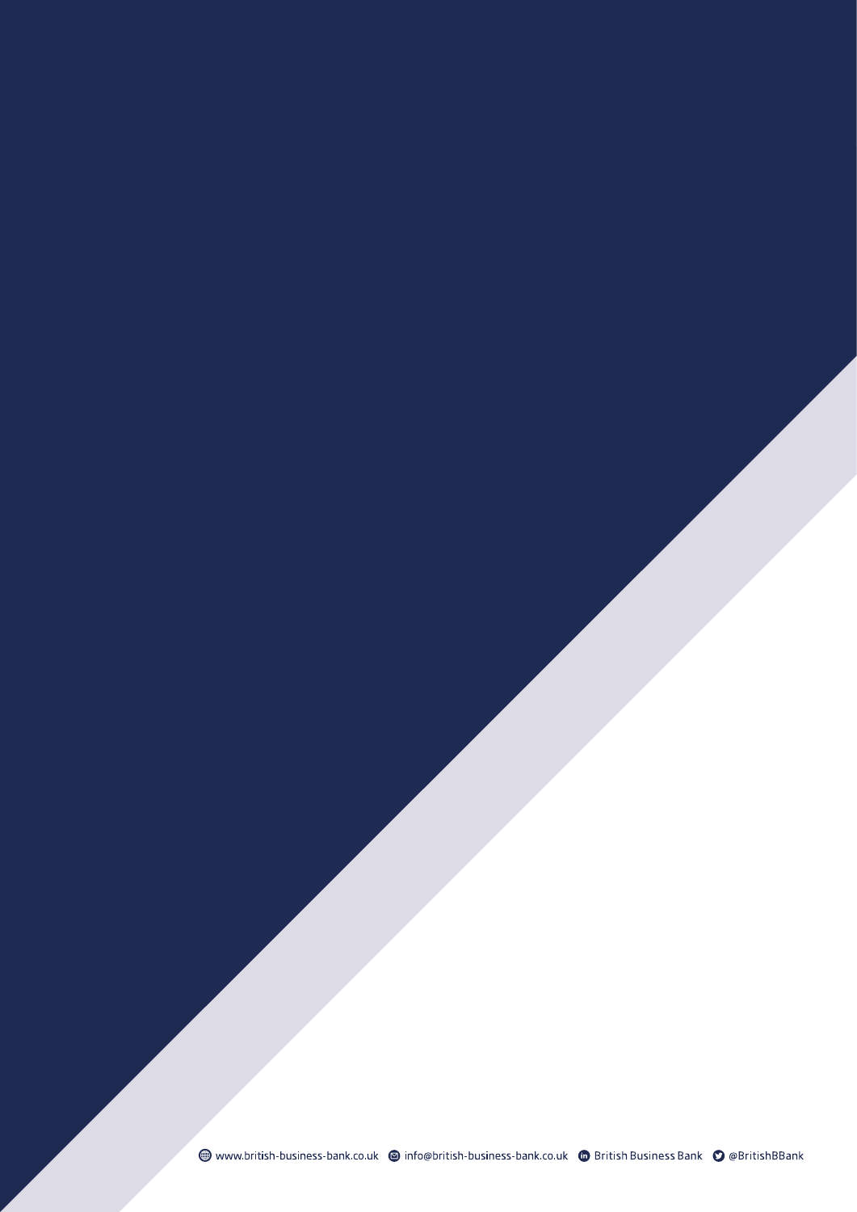www.british-business-bank.co.uk info@british-business-bank.co.uk British Business Bank @BritishBBank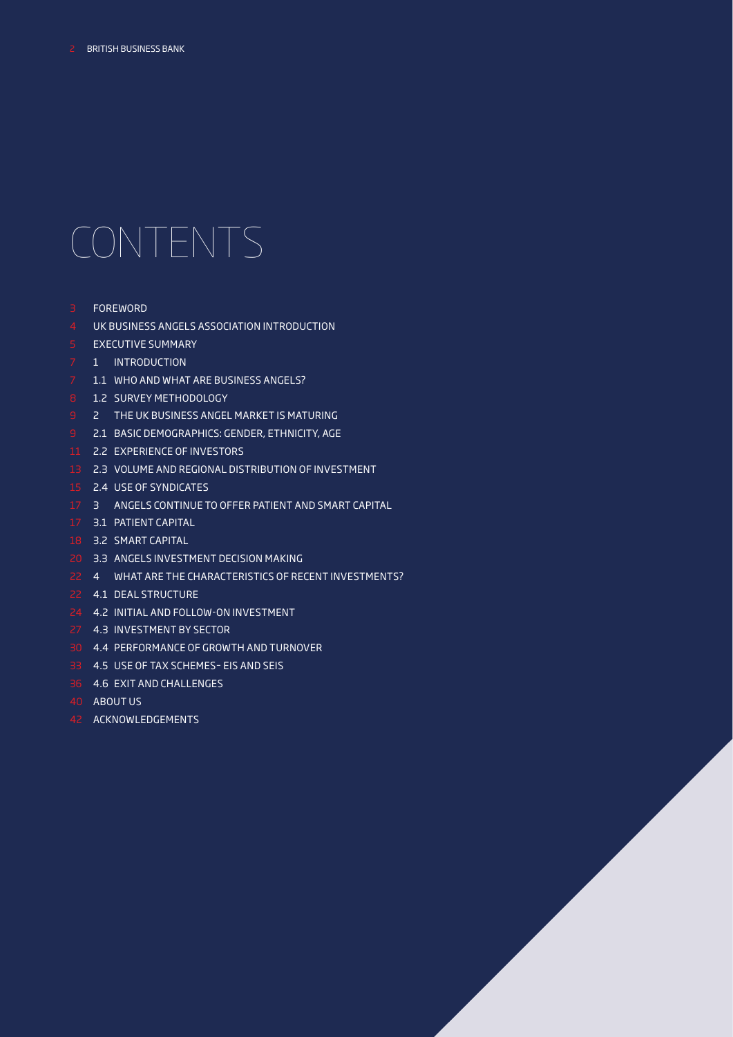# CONTENTS

- 3 FOREWORD
- 4 UK BUSINESS ANGELS ASSOCIATION INTRODUCTION
- 5 EXECUTIVE SUMMARY
- 7 1 INTRODUCTION
- 7 1.1 WHO AND WHAT ARE BUSINESS ANGELS?
- 8 1.2 SURVEY METHODOLOGY
- 9 2 THE UK BUSINESS ANGEL MARKET IS MATURING
- 9 2.1 BASIC DEMOGRAPHICS: GENDER, ETHNICITY, AGE
- 11 2.2 EXPERIENCE OF INVESTORS
- 13 2.3 VOLUME AND REGIONAL DISTRIBUTION OF INVESTMENT
- 15 2.4 USE OF SYNDICATES
- 17 3 ANGELS CONTINUE TO OFFER PATIENT AND SMART CAPITAL
- 17 3.1 PATIENT CAPITAL
- 18 3.2 SMART CAPITAL
- 20 3.3 ANGELS INVESTMENT DECISION MAKING
- 22 4 WHAT ARE THE CHARACTERISTICS OF RECENT INVESTMENTS?
- 22 4.1 DEAL STRUCTURE
- 24 4.2 INITIAL AND FOLLOW-ON INVESTMENT
- 27 4.3 INVESTMENT BY SECTOR
- 30 4.4 PERFORMANCE OF GROWTH AND TURNOVER
- 33 4.5 USE OF TAX SCHEMES– EIS AND SEIS
- 36 4.6 EXIT AND CHALLENGES
- 40 ABOUT US
- 42 ACKNOWLEDGEMENTS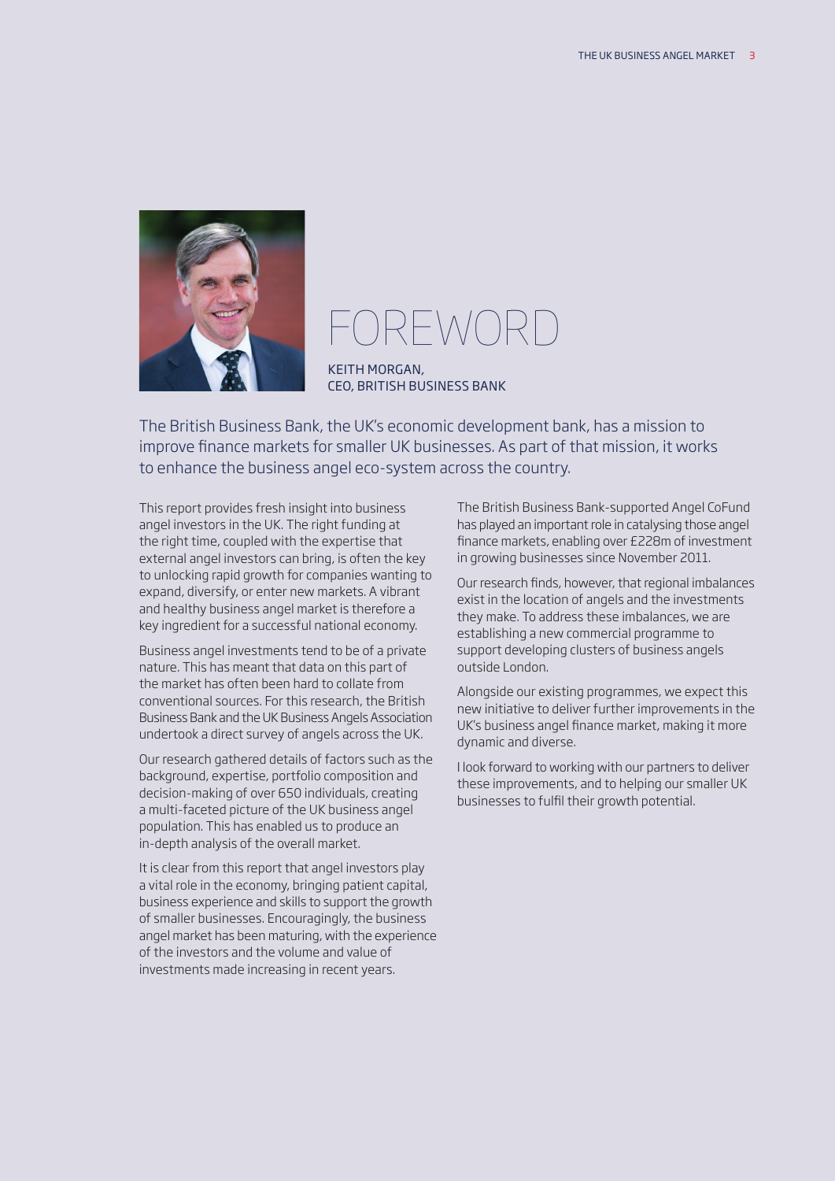# FOREWORD

KEITH MORGAN,
CEO, BRITISH BUSINESS BANK

The British Business Bank, the UK's economic development bank, has a mission to improve finance markets for smaller UK businesses. As part of that mission, it works to enhance the business angel eco-system across the country.

This report provides fresh insight into business angel investors in the UK. The right funding at the right time, coupled with the expertise that external angel investors can bring, is often the key to unlocking rapid growth for companies wanting to expand, diversify, or enter new markets. A vibrant and healthy business angel market is therefore a key ingredient for a successful national economy.

Business angel investments tend to be of a private nature. This has meant that data on this part of the market has often been hard to collate from conventional sources. For this research, the British Business Bank and the UK Business Angels Association undertook a direct survey of angels across the UK.

Our research gathered details of factors such as the background, expertise, portfolio composition and decision-making of over 650 individuals, creating a multi-faceted picture of the UK business angel population. This has enabled us to produce an in-depth analysis of the overall market.

It is clear from this report that angel investors play a vital role in the economy, bringing patient capital, business experience and skills to support the growth of smaller businesses. Encouragingly, the business angel market has been maturing, with the experience of the investors and the volume and value of investments made increasing in recent years.

The British Business Bank-supported Angel CoFund has played an important role in catalysing those angel finance markets, enabling over £228m of investment in growing businesses since November 2011.

Our research finds, however, that regional imbalances exist in the location of angels and the investments they make. To address these imbalances, we are establishing a new commercial programme to support developing clusters of business angels outside London.

Alongside our existing programmes, we expect this new initiative to deliver further improvements in the UK's business angel finance market, making it more dynamic and diverse.

I look forward to working with our partners to deliver these improvements, and to helping our smaller UK businesses to fulfil their growth potential.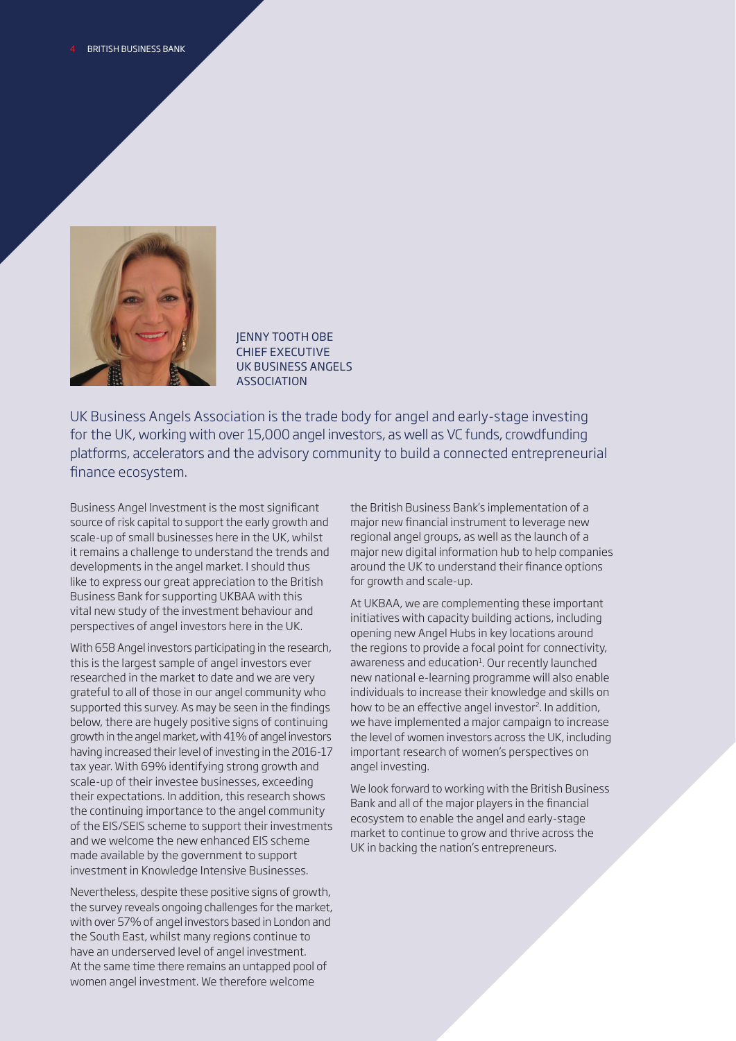JENNY TOOTH OBE
CHIEF EXECUTIVE
UK BUSINESS ANGELS ASSOCIATION

UK Business Angels Association is the trade body for angel and early-stage investing for the UK, working with over 15,000 angel investors, as well as VC funds, crowdfunding platforms, accelerators and the advisory community to build a connected entrepreneurial finance ecosystem.

Business Angel Investment is the most significant source of risk capital to support the early growth and scale-up of small businesses here in the UK, whilst it remains a challenge to understand the trends and developments in the angel market. I should thus like to express our great appreciation to the British Business Bank for supporting UKBAA with this vital new study of the investment behaviour and perspectives of angel investors here in the UK.

With 658 Angel investors participating in the research, this is the largest sample of angel investors ever researched in the market to date and we are very grateful to all of those in our angel community who supported this survey. As may be seen in the findings below, there are hugely positive signs of continuing growth in the angel market, with 41% of angel investors having increased their level of investing in the 2016-17 tax year. With 69% identifying strong growth and scale-up of their investee businesses, exceeding their expectations. In addition, this research shows the continuing importance to the angel community of the EIS/SEIS scheme to support their investments and we welcome the new enhanced EIS scheme made available by the government to support investment in Knowledge Intensive Businesses.

Nevertheless, despite these positive signs of growth, the survey reveals ongoing challenges for the market, with over 57% of angel investors based in London and the South East, whilst many regions continue to have an underserved level of angel investment. At the same time there remains an untapped pool of women angel investment. We therefore welcome the British Business Bank's implementation of a major new financial instrument to leverage new regional angel groups, as well as the launch of a major new digital information hub to help companies around the UK to understand their finance options for growth and scale-up.

At UKBAA, we are complementing these important initiatives with capacity building actions, including opening new Angel Hubs in key locations around the regions to provide a focal point for connectivity, awareness and education[1]. Our recently launched new national e-learning programme will also enable individuals to increase their knowledge and skills on how to be an effective angel investor[2]. In addition, we have implemented a major campaign to increase the level of women investors across the UK, including important research of women's perspectives on angel investing.

We look forward to working with the British Business Bank and all of the major players in the financial ecosystem to enable the angel and early-stage market to continue to grow and thrive across the UK in backing the nation's entrepreneurs.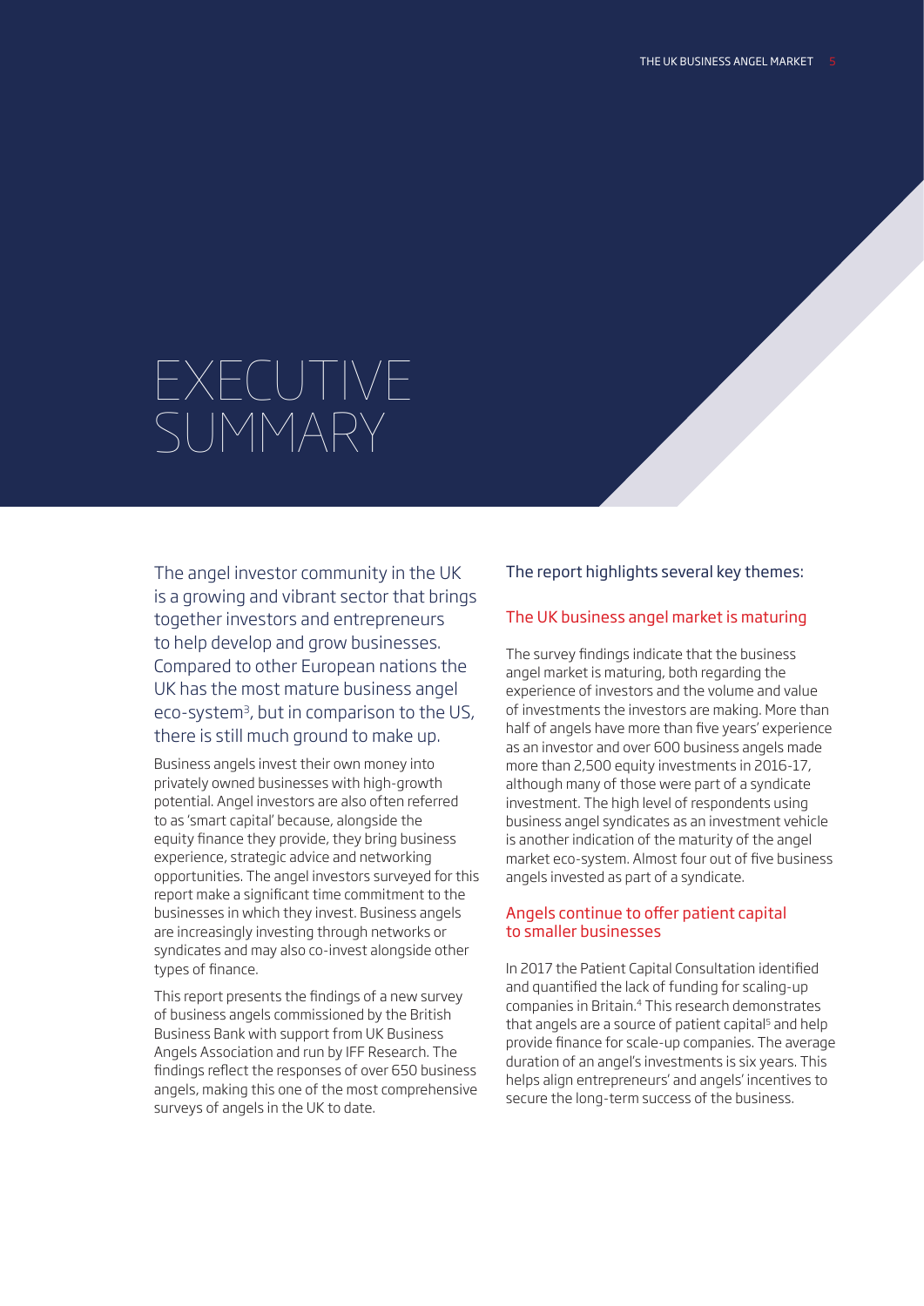# EXECUTIVE SUMMARY

The angel investor community in the UK is a growing and vibrant sector that brings together investors and entrepreneurs to help develop and grow businesses. Compared to other European nations the UK has the most mature business angel eco-system[3], but in comparison to the US, there is still much ground to make up.

Business angels invest their own money into privately owned businesses with high-growth potential. Angel investors are also often referred to as 'smart capital' because, alongside the equity finance they provide, they bring business experience, strategic advice and networking opportunities. The angel investors surveyed for this report make a significant time commitment to the businesses in which they invest. Business angels are increasingly investing through networks or syndicates and may also co-invest alongside other types of finance.

This report presents the findings of a new survey of business angels commissioned by the British Business Bank with support from UK Business Angels Association and run by IFF Research. The findings reflect the responses of over 650 business angels, making this one of the most comprehensive surveys of angels in the UK to date.

The report highlights several key themes:

## The UK business angel market is maturing

The survey findings indicate that the business angel market is maturing, both regarding the experience of investors and the volume and value of investments the investors are making. More than half of angels have more than five years' experience as an investor and over 600 business angels made more than 2,500 equity investments in 2016-17, although many of those were part of a syndicate investment. The high level of respondents using business angel syndicates as an investment vehicle is another indication of the maturity of the angel market eco-system. Almost four out of five business angels invested as part of a syndicate.

## Angels continue to offer patient capital to smaller businesses

In 2017 the Patient Capital Consultation identified and quantified the lack of funding for scaling-up companies in Britain.[4] This research demonstrates that angels are a source of patient capital[5] and help provide finance for scale-up companies. The average duration of an angel's investments is six years. This helps align entrepreneurs' and angels' incentives to secure the long-term success of the business.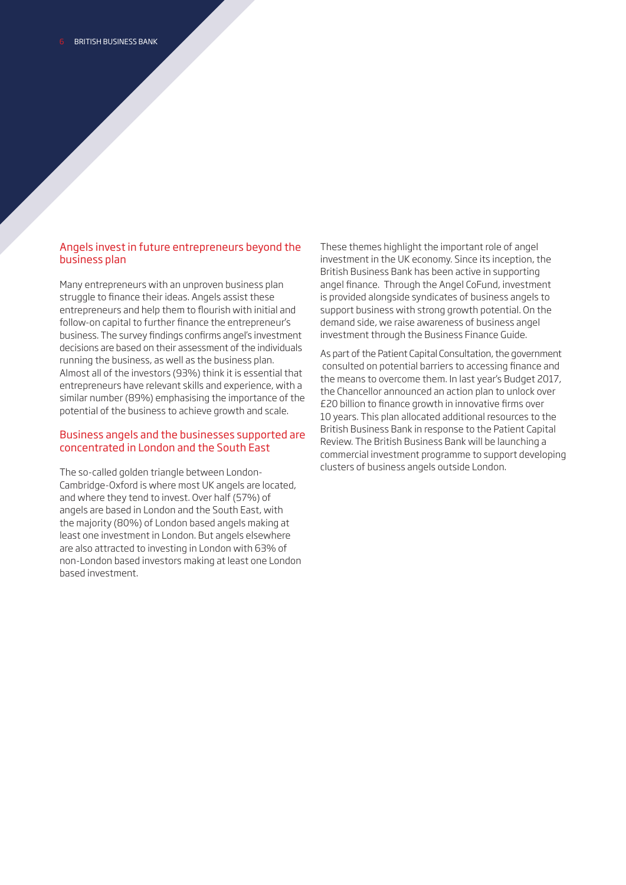## Angels invest in future entrepreneurs beyond the business plan

Many entrepreneurs with an unproven business plan struggle to finance their ideas. Angels assist these entrepreneurs and help them to flourish with initial and follow-on capital to further finance the entrepreneur's business. The survey findings confirms angel's investment decisions are based on their assessment of the individuals running the business, as well as the business plan. Almost all of the investors (93%) think it is essential that entrepreneurs have relevant skills and experience, with a similar number (89%) emphasising the importance of the potential of the business to achieve growth and scale.

## Business angels and the businesses supported are concentrated in London and the South East

The so-called golden triangle between London-Cambridge-Oxford is where most UK angels are located, and where they tend to invest. Over half (57%) of angels are based in London and the South East, with the majority (80%) of London based angels making at least one investment in London. But angels elsewhere are also attracted to investing in London with 63% of non-London based investors making at least one London based investment.

These themes highlight the important role of angel investment in the UK economy. Since its inception, the British Business Bank has been active in supporting angel finance. Through the Angel CoFund, investment is provided alongside syndicates of business angels to support business with strong growth potential. On the demand side, we raise awareness of business angel investment through the Business Finance Guide.

As part of the Patient Capital Consultation, the government consulted on potential barriers to accessing finance and the means to overcome them. In last year's Budget 2017, the Chancellor announced an action plan to unlock over £20 billion to finance growth in innovative firms over 10 years. This plan allocated additional resources to the British Business Bank in response to the Patient Capital Review. The British Business Bank will be launching a commercial investment programme to support developing clusters of business angels outside London.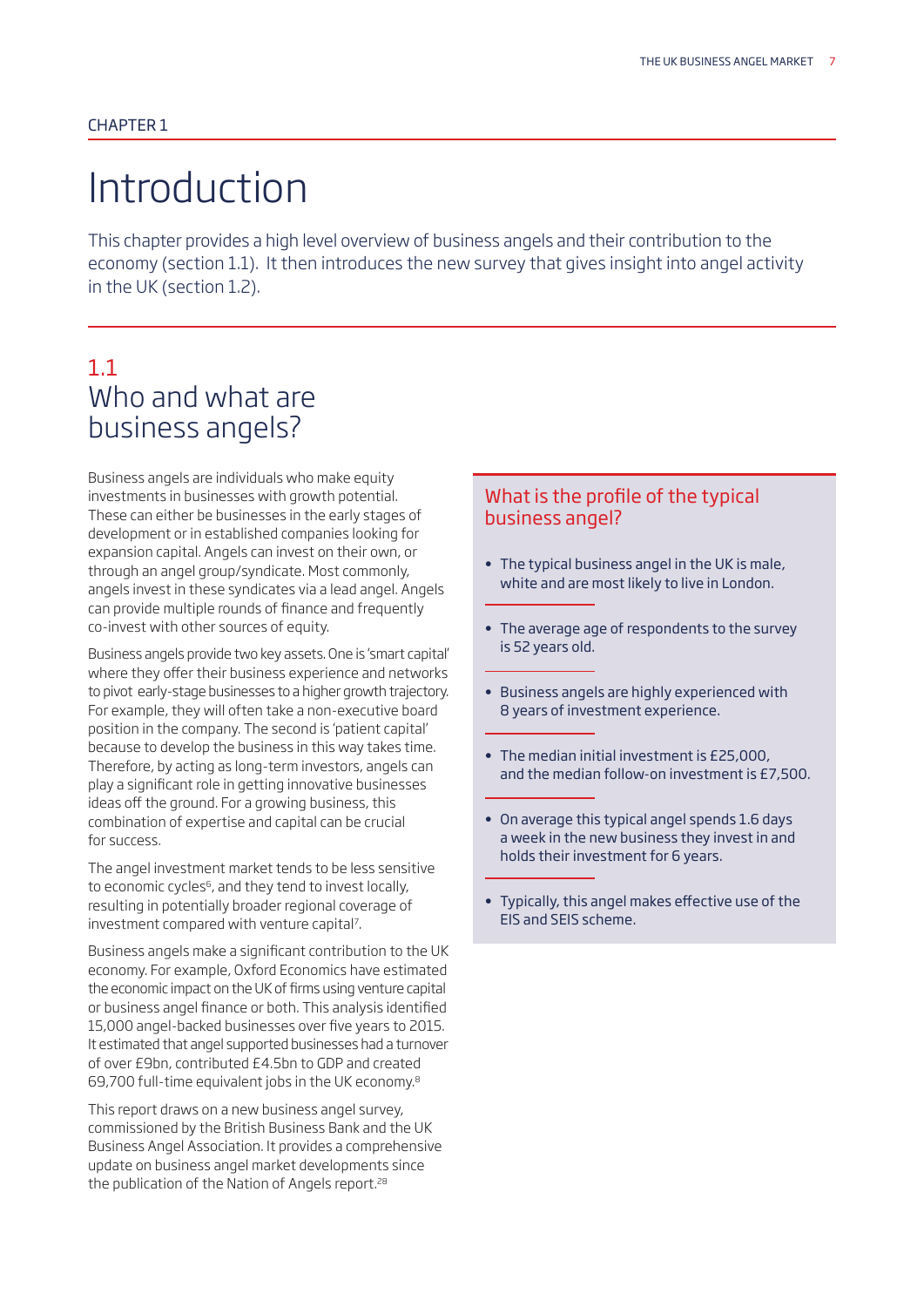CHAPTER 1

# Introduction

This chapter provides a high level overview of business angels and their contribution to the economy (section 1.1). It then introduces the new survey that gives insight into angel activity in the UK (section 1.2).

## 1.1 Who and what are business angels?

Business angels are individuals who make equity investments in businesses with growth potential. These can either be businesses in the early stages of development or in established companies looking for expansion capital. Angels can invest on their own, or through an angel group/syndicate. Most commonly, angels invest in these syndicates via a lead angel. Angels can provide multiple rounds of finance and frequently co-invest with other sources of equity.

Business angels provide two key assets. One is 'smart capital' where they offer their business experience and networks to pivot early-stage businesses to a higher growth trajectory. For example, they will often take a non-executive board position in the company. The second is 'patient capital' because to develop the business in this way takes time. Therefore, by acting as long-term investors, angels can play a significant role in getting innovative businesses ideas off the ground. For a growing business, this combination of expertise and capital can be crucial for success.

The angel investment market tends to be less sensitive to economic cycles[6], and they tend to invest locally, resulting in potentially broader regional coverage of investment compared with venture capital[7].

Business angels make a significant contribution to the UK economy. For example, Oxford Economics have estimated the economic impact on the UK of firms using venture capital or business angel finance or both. This analysis identified 15,000 angel-backed businesses over five years to 2015. It estimated that angel supported businesses had a turnover of over £9bn, contributed £4.5bn to GDP and created 69,700 full-time equivalent jobs in the UK economy.[8]

This report draws on a new business angel survey, commissioned by the British Business Bank and the UK Business Angel Association. It provides a comprehensive update on business angel market developments since the publication of the Nation of Angels report.[28]

### What is the profile of the typical business angel?

- The typical business angel in the UK is male, white and are most likely to live in London.
- The average age of respondents to the survey is 52 years old.
- Business angels are highly experienced with 8 years of investment experience.
- The median initial investment is £25,000, and the median follow-on investment is £7,500.
- On average this typical angel spends 1.6 days a week in the new business they invest in and holds their investment for 6 years.
- Typically, this angel makes effective use of the EIS and SEIS scheme.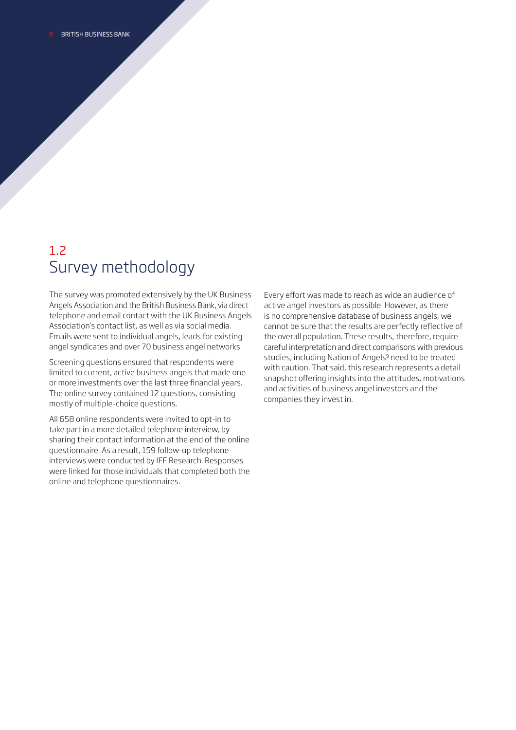## 1.2 Survey methodology

The survey was promoted extensively by the UK Business Angels Association and the British Business Bank, via direct telephone and email contact with the UK Business Angels Association's contact list, as well as via social media. Emails were sent to individual angels, leads for existing angel syndicates and over 70 business angel networks.

Screening questions ensured that respondents were limited to current, active business angels that made one or more investments over the last three financial years. The online survey contained 12 questions, consisting mostly of multiple-choice questions.

All 658 online respondents were invited to opt-in to take part in a more detailed telephone interview, by sharing their contact information at the end of the online questionnaire. As a result, 159 follow-up telephone interviews were conducted by IFF Research. Responses were linked for those individuals that completed both the online and telephone questionnaires.

Every effort was made to reach as wide an audience of active angel investors as possible. However, as there is no comprehensive database of business angels, we cannot be sure that the results are perfectly reflective of the overall population. These results, therefore, require careful interpretation and direct comparisons with previous studies, including Nation of Angels[9] need to be treated with caution. That said, this research represents a detail snapshot offering insights into the attitudes, motivations and activities of business angel investors and the companies they invest in.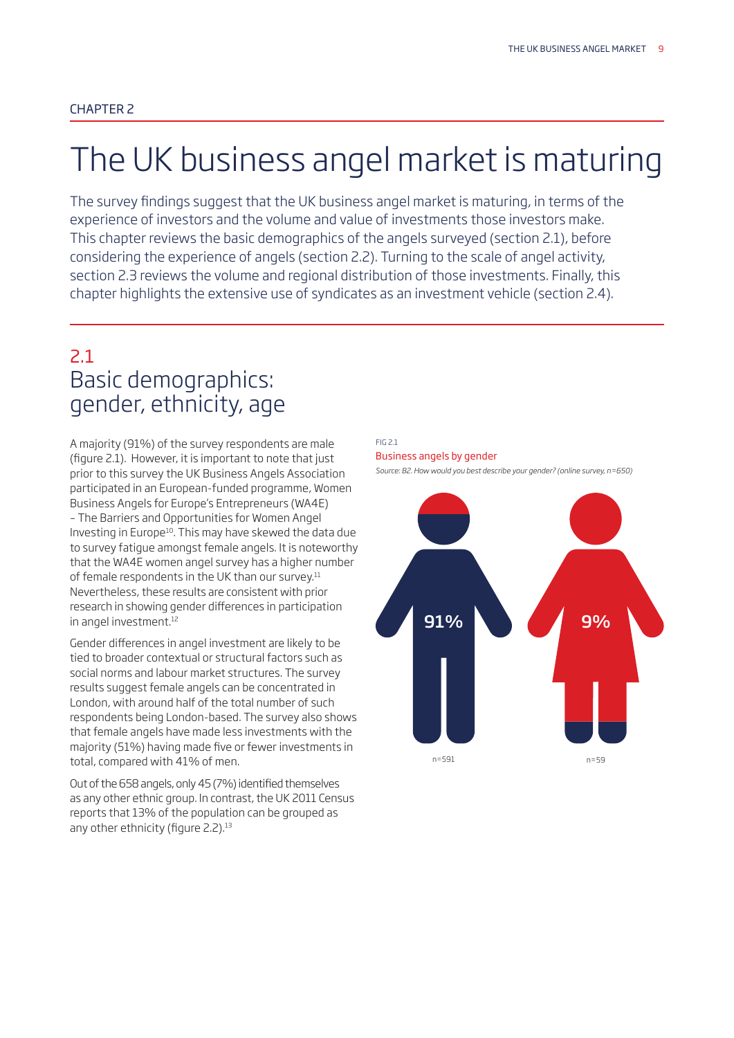CHAPTER 2

# The UK business angel market is maturing

The survey findings suggest that the UK business angel market is maturing, in terms of the experience of investors and the volume and value of investments those investors make. This chapter reviews the basic demographics of the angels surveyed (section 2.1), before considering the experience of angels (section 2.2). Turning to the scale of angel activity, section 2.3 reviews the volume and regional distribution of those investments. Finally, this chapter highlights the extensive use of syndicates as an investment vehicle (section 2.4).

## 2.1 Basic demographics: gender, ethnicity, age

A majority (91%) of the survey respondents are male (figure 2.1). However, it is important to note that just prior to this survey the UK Business Angels Association participated in an European-funded programme, Women Business Angels for Europe's Entrepreneurs (WA4E) – The Barriers and Opportunities for Women Angel Investing in Europe[10]. This may have skewed the data due to survey fatigue amongst female angels. It is noteworthy that the WA4E women angel survey has a higher number of female respondents in the UK than our survey.[11] Nevertheless, these results are consistent with prior research in showing gender differences in participation in angel investment.[12]

Gender differences in angel investment are likely to be tied to broader contextual or structural factors such as social norms and labour market structures. The survey results suggest female angels can be concentrated in London, with around half of the total number of such respondents being London-based. The survey also shows that female angels have made less investments with the majority (51%) having made five or fewer investments in total, compared with 41% of men.

Out of the 658 angels, only 45 (7%) identified themselves as any other ethnic group. In contrast, the UK 2011 Census reports that 13% of the population can be grouped as any other ethnicity (figure 2.2).[13]

FIG 2.1

Business angels by gender

*Source: B2. How would you best describe your gender? (online survey, n=650)*

| Male | Female |
|---|---|
| 91% | 9% |
| n=591 | n=59 |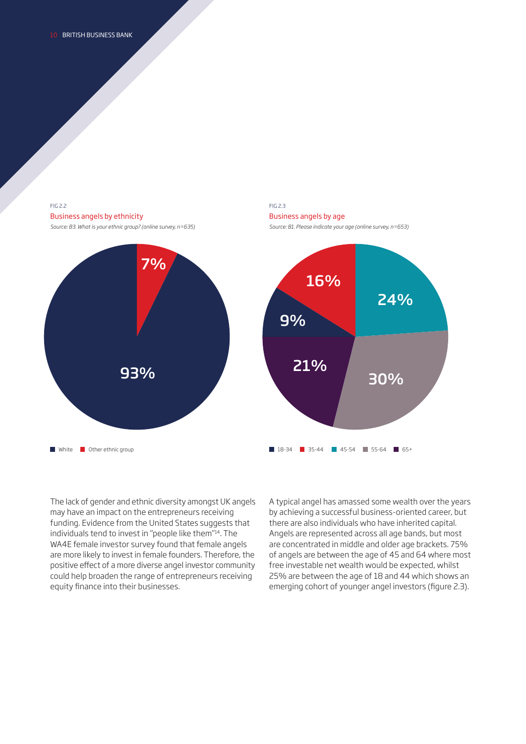FIG 2.2

Business angels by ethnicity

*Source: B3. What is your ethnic group? (online survey, n=635)*

| Ethnic group | Share |
|---|---|
| White | 93% |
| Other ethnic group | 7% |

FIG 2.3

Business angels by age

*Source: B1. Please indicate your age (online survey, n=653)*

| Age | Share |
|---|---|
| 18-34 | 9% |
| 35-44 | 16% |
| 45-54 | 24% |
| 55-64 | 30% |
| 65+ | 21% |

The lack of gender and ethnic diversity amongst UK angels may have an impact on the entrepreneurs receiving funding. Evidence from the United States suggests that individuals tend to invest in "people like them"[14]. The WA4E female investor survey found that female angels are more likely to invest in female founders. Therefore, the positive effect of a more diverse angel investor community could help broaden the range of entrepreneurs receiving equity finance into their businesses.

A typical angel has amassed some wealth over the years by achieving a successful business-oriented career, but there are also individuals who have inherited capital. Angels are represented across all age bands, but most are concentrated in middle and older age brackets. 75% of angels are between the age of 45 and 64 where most free investable net wealth would be expected, whilst 25% are between the age of 18 and 44 which shows an emerging cohort of younger angel investors (figure 2.3).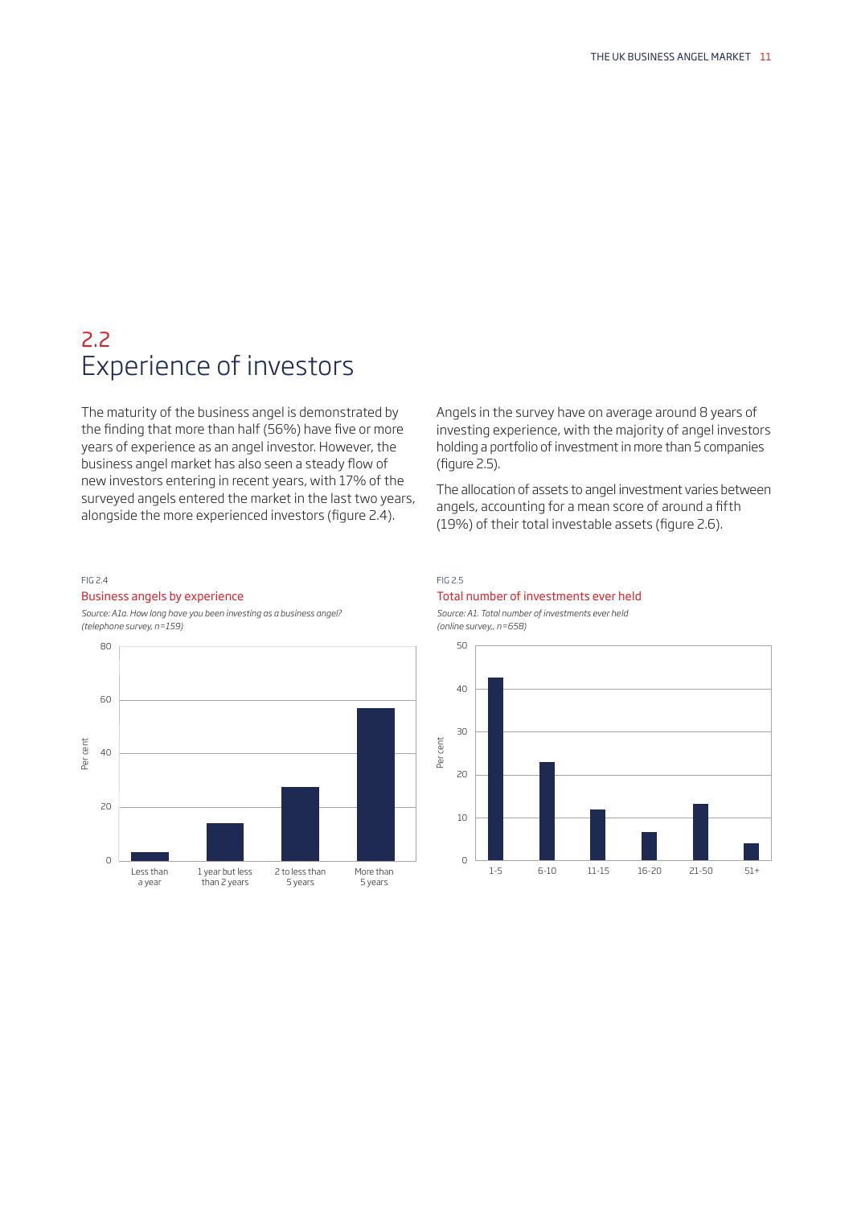## 2.2
## Experience of investors

The maturity of the business angel is demonstrated by the finding that more than half (56%) have five or more years of experience as an angel investor. However, the business angel market has also seen a steady flow of new investors entering in recent years, with 17% of the surveyed angels entered the market in the last two years, alongside the more experienced investors (figure 2.4).

Angels in the survey have on average around 8 years of investing experience, with the majority of angel investors holding a portfolio of investment in more than 5 companies (figure 2.5).

The allocation of assets to angel investment varies between angels, accounting for a mean score of around a fifth (19%) of their total investable assets (figure 2.6).

FIG 2.4

Business angels by experience

*Source: A1a. How long have you been investing as a business angel? (telephone survey, n=159)*

FIG 2.5

Total number of investments ever held

*Source: A1. Total number of investments ever held (online survey,, n=658)*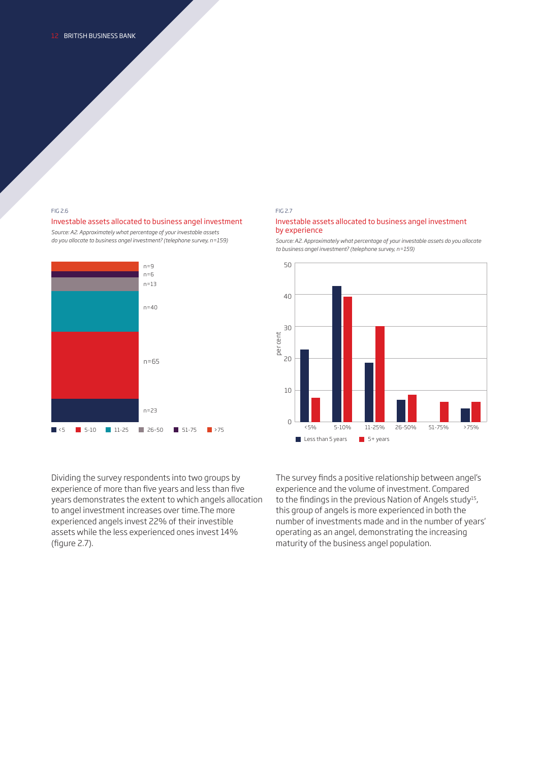FIG 2.6

### Investable assets allocated to business angel investment

*Source: A2. Approximately what percentage of your investable assets do you allocate to business angel investment? (telephone survey, n=159)*

| Category | n |
|---|---|
| <5 | n=23 |
| 5-10 | n=65 |
| 11-25 | n=40 |
| 26-50 | n=13 |
| 51-75 | n=6 |
| >75 | n=9 |

FIG 2.7

### Investable assets allocated to business angel investment by experience

*Source: A2. Approximately what percentage of your investable assets do you allocate to business angel investment? (telephone survey, n=159)*

Dividing the survey respondents into two groups by experience of more than five years and less than five years demonstrates the extent to which angels allocation to angel investment increases over time.The more experienced angels invest 22% of their investible assets while the less experienced ones invest 14% (figure 2.7).

The survey finds a positive relationship between angel's experience and the volume of investment. Compared to the findings in the previous Nation of Angels study[15], this group of angels is more experienced in both the number of investments made and in the number of years' operating as an angel, demonstrating the increasing maturity of the business angel population.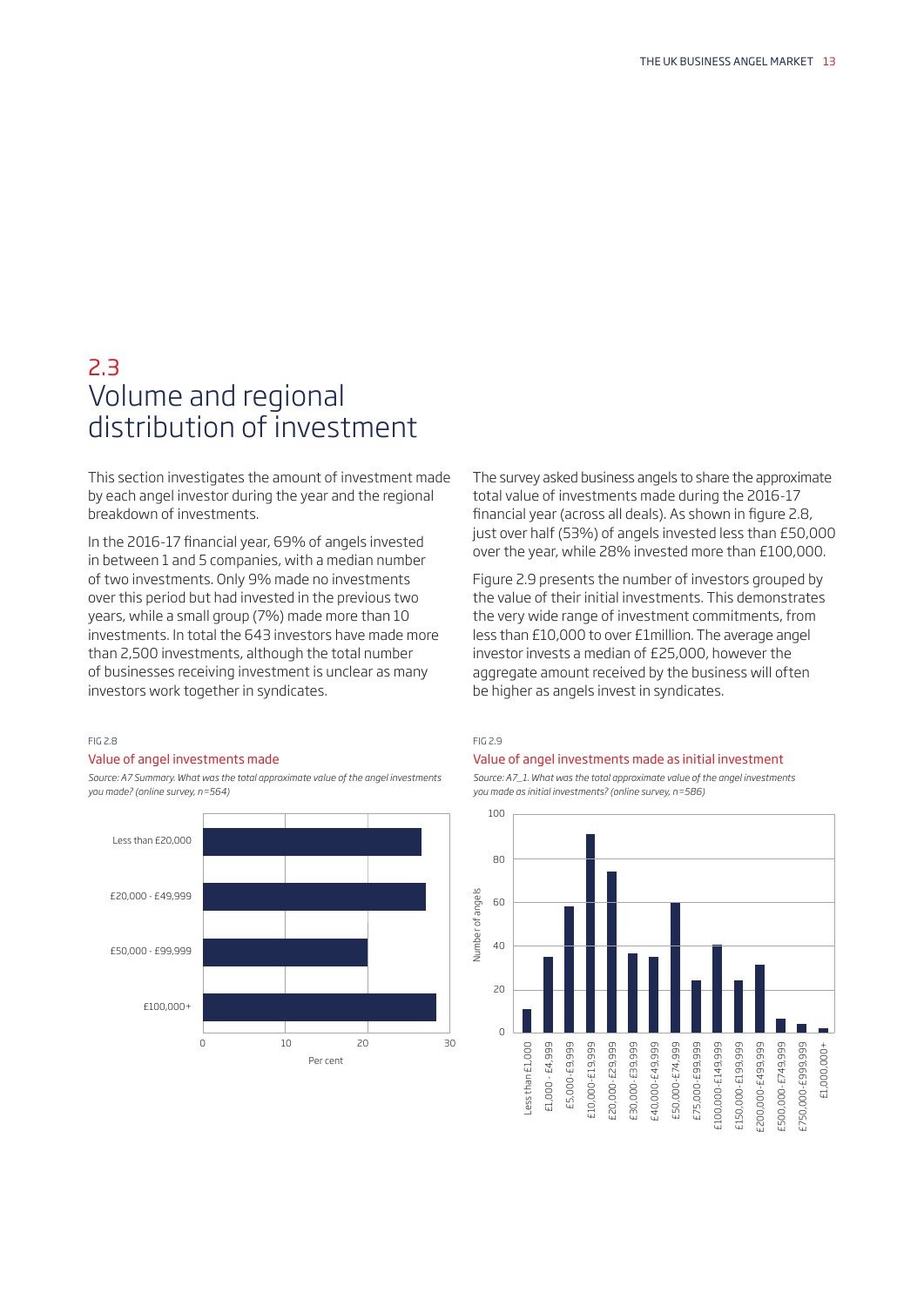## 2.3 Volume and regional distribution of investment

This section investigates the amount of investment made by each angel investor during the year and the regional breakdown of investments.

In the 2016-17 financial year, 69% of angels invested in between 1 and 5 companies, with a median number of two investments. Only 9% made no investments over this period but had invested in the previous two years, while a small group (7%) made more than 10 investments. In total the 643 investors have made more than 2,500 investments, although the total number of businesses receiving investment is unclear as many investors work together in syndicates.

The survey asked business angels to share the approximate total value of investments made during the 2016-17 financial year (across all deals). As shown in figure 2.8, just over half (53%) of angels invested less than £50,000 over the year, while 28% invested more than £100,000.

Figure 2.9 presents the number of investors grouped by the value of their initial investments. This demonstrates the very wide range of investment commitments, from less than £10,000 to over £1million. The average angel investor invests a median of £25,000, however the aggregate amount received by the business will often be higher as angels invest in syndicates.

FIG 2.8

Value of angel investments made

*Source: A7 Summary. What was the total approximate value of the angel investments you made? (online survey, n=564)*

FIG 2.9

Value of angel investments made as initial investment

*Source: A7_1. What was the total approximate value of the angel investments you made as initial investments? (online survey, n=586)*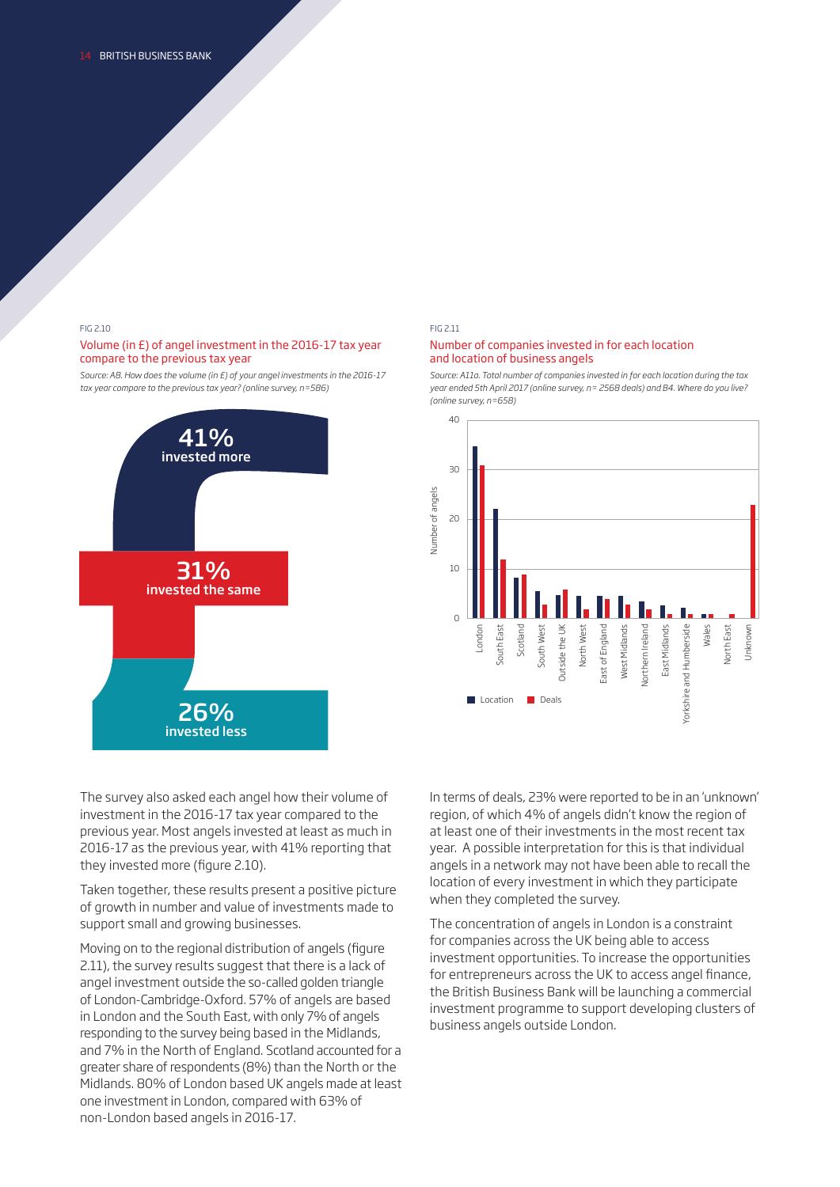FIG 2.10

### Volume (in £) of angel investment in the 2016-17 tax year compare to the previous tax year

*Source: A8. How does the volume (in £) of your angel investments in the 2016-17 tax year compare to the previous tax year? (online survey, n=586)*

**41%** invested more

**31%** invested the same

**26%** invested less

FIG 2.11

### Number of companies invested in for each location and location of business angels

*Source: A11a. Total number of companies invested in for each location during the tax year ended 5th April 2017 (online survey, n= 2568 deals) and B4. Where do you live? (online survey, n=658)*

The survey also asked each angel how their volume of investment in the 2016-17 tax year compared to the previous year. Most angels invested at least as much in 2016-17 as the previous year, with 41% reporting that they invested more (figure 2.10).

Taken together, these results present a positive picture of growth in number and value of investments made to support small and growing businesses.

Moving on to the regional distribution of angels (figure 2.11), the survey results suggest that there is a lack of angel investment outside the so-called golden triangle of London-Cambridge-Oxford. 57% of angels are based in London and the South East, with only 7% of angels responding to the survey being based in the Midlands, and 7% in the North of England. Scotland accounted for a greater share of respondents (8%) than the North or the Midlands. 80% of London based UK angels made at least one investment in London, compared with 63% of non-London based angels in 2016-17.

In terms of deals, 23% were reported to be in an 'unknown' region, of which 4% of angels didn't know the region of at least one of their investments in the most recent tax year. A possible interpretation for this is that individual angels in a network may not have been able to recall the location of every investment in which they participate when they completed the survey.

The concentration of angels in London is a constraint for companies across the UK being able to access investment opportunities. To increase the opportunities for entrepreneurs across the UK to access angel finance, the British Business Bank will be launching a commercial investment programme to support developing clusters of business angels outside London.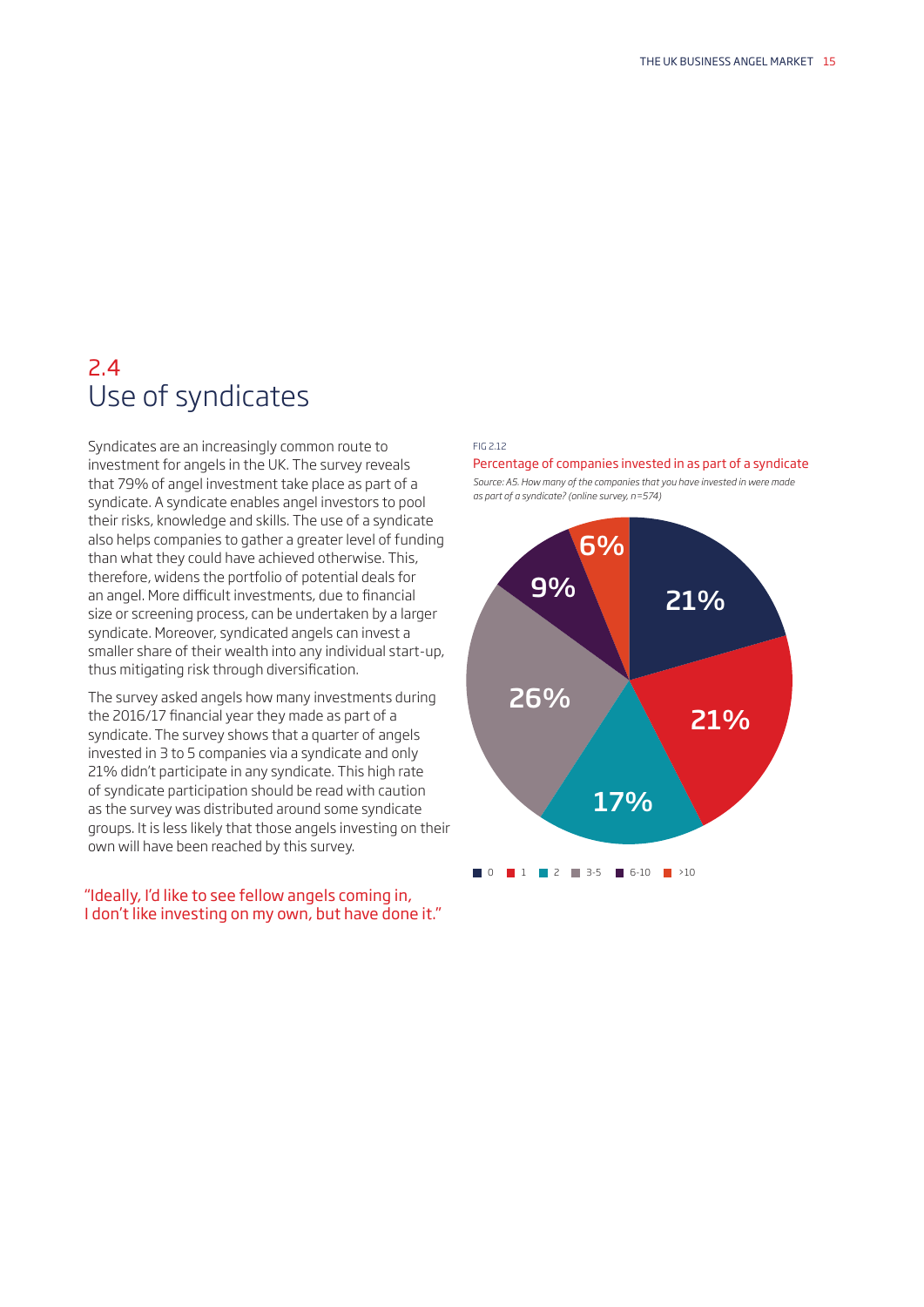## 2.4 Use of syndicates

Syndicates are an increasingly common route to investment for angels in the UK. The survey reveals that 79% of angel investment take place as part of a syndicate. A syndicate enables angel investors to pool their risks, knowledge and skills. The use of a syndicate also helps companies to gather a greater level of funding than what they could have achieved otherwise. This, therefore, widens the portfolio of potential deals for an angel. More difficult investments, due to financial size or screening process, can be undertaken by a larger syndicate. Moreover, syndicated angels can invest a smaller share of their wealth into any individual start-up, thus mitigating risk through diversification.

The survey asked angels how many investments during the 2016/17 financial year they made as part of a syndicate. The survey shows that a quarter of angels invested in 3 to 5 companies via a syndicate and only 21% didn't participate in any syndicate. This high rate of syndicate participation should be read with caution as the survey was distributed around some syndicate groups. It is less likely that those angels investing on their own will have been reached by this survey.

"Ideally, I'd like to see fellow angels coming in, I don't like investing on my own, but have done it."

FIG 2.12

Percentage of companies invested in as part of a syndicate

*Source: A5. How many of the companies that you have invested in were made as part of a syndicate? (online survey, n=574)*

| Number of companies | Percentage |
|---|---|
| 0 | 21% |
| 1 | 21% |
| 2 | 17% |
| 3-5 | 26% |
| 6-10 | 9% |
| >10 | 6% |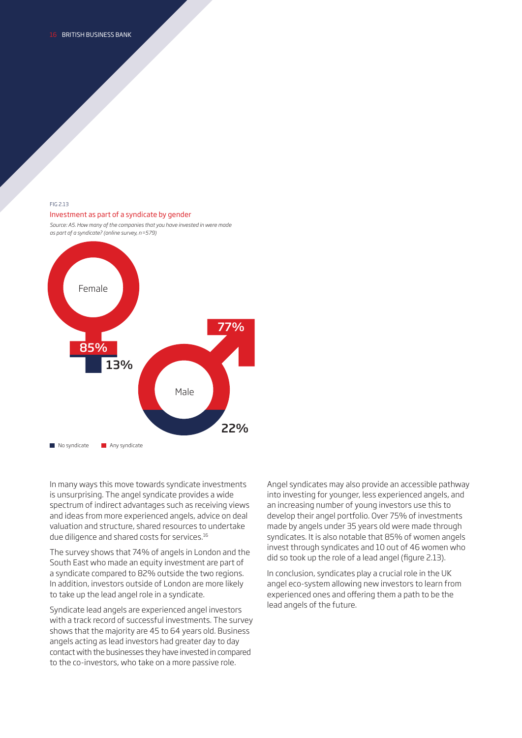FIG 2.13

Investment as part of a syndicate by gender

*Source: A5. How many of the companies that you have invested in were made as part of a syndicate? (online survey, n=579)*

Female: 85% Any syndicate, 13% No syndicate

Male: 77% Any syndicate, 22% No syndicate

No syndicate | Any syndicate

In many ways this move towards syndicate investments is unsurprising. The angel syndicate provides a wide spectrum of indirect advantages such as receiving views and ideas from more experienced angels, advice on deal valuation and structure, shared resources to undertake due diligence and shared costs for services.[16]

The survey shows that 74% of angels in London and the South East who made an equity investment are part of a syndicate compared to 82% outside the two regions. In addition, investors outside of London are more likely to take up the lead angel role in a syndicate.

Syndicate lead angels are experienced angel investors with a track record of successful investments. The survey shows that the majority are 45 to 64 years old. Business angels acting as lead investors had greater day to day contact with the businesses they have invested in compared to the co-investors, who take on a more passive role.

Angel syndicates may also provide an accessible pathway into investing for younger, less experienced angels, and an increasing number of young investors use this to develop their angel portfolio. Over 75% of investments made by angels under 35 years old were made through syndicates. It is also notable that 85% of women angels invest through syndicates and 10 out of 46 women who did so took up the role of a lead angel (figure 2.13).

In conclusion, syndicates play a crucial role in the UK angel eco-system allowing new investors to learn from experienced ones and offering them a path to be the lead angels of the future.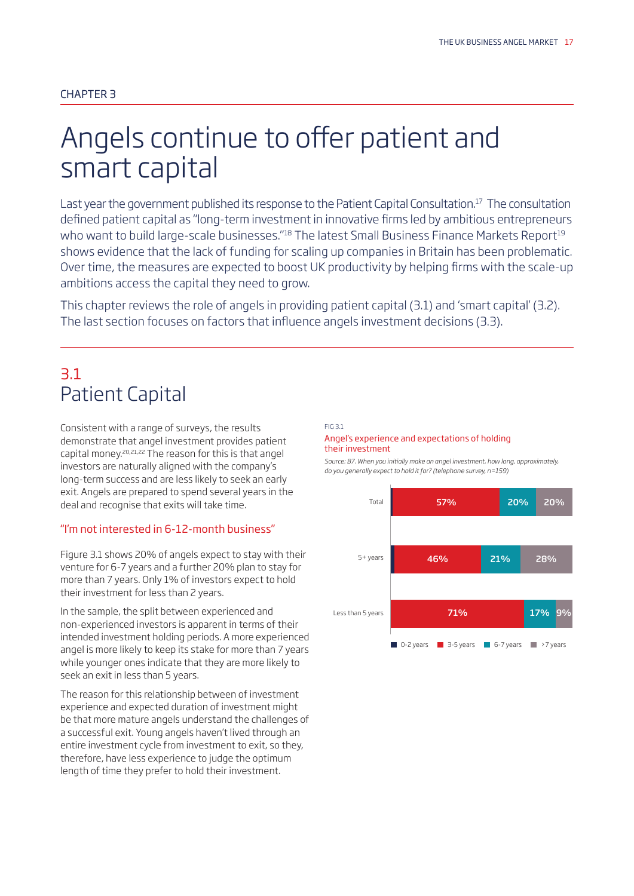CHAPTER 3

# Angels continue to offer patient and smart capital

Last year the government published its response to the Patient Capital Consultation.[17] The consultation defined patient capital as "long-term investment in innovative firms led by ambitious entrepreneurs who want to build large-scale businesses."[18] The latest Small Business Finance Markets Report[19] shows evidence that the lack of funding for scaling up companies in Britain has been problematic. Over time, the measures are expected to boost UK productivity by helping firms with the scale-up ambitions access the capital they need to grow.

This chapter reviews the role of angels in providing patient capital (3.1) and 'smart capital' (3.2). The last section focuses on factors that influence angels investment decisions (3.3).

## 3.1 Patient Capital

Consistent with a range of surveys, the results demonstrate that angel investment provides patient capital money.[20,21,22] The reason for this is that angel investors are naturally aligned with the company's long-term success and are less likely to seek an early exit. Angels are prepared to spend several years in the deal and recognise that exits will take time.

### "I'm not interested in 6-12-month business"

Figure 3.1 shows 20% of angels expect to stay with their venture for 6-7 years and a further 20% plan to stay for more than 7 years. Only 1% of investors expect to hold their investment for less than 2 years.

In the sample, the split between experienced and non-experienced investors is apparent in terms of their intended investment holding periods. A more experienced angel is more likely to keep its stake for more than 7 years while younger ones indicate that they are more likely to seek an exit in less than 5 years.

The reason for this relationship between of investment experience and expected duration of investment might be that more mature angels understand the challenges of a successful exit. Young angels haven't lived through an entire investment cycle from investment to exit, so they, therefore, have less experience to judge the optimum length of time they prefer to hold their investment.

FIG 3.1

Angel's experience and expectations of holding their investment

*Source: B7. When you initially make an angel investment, how long, approximately, do you generally expect to hold it for? (telephone survey, n=159)*

| | 0-2 years | 3-5 years | 6-7 years | >7 years |
|---|---|---|---|---|
| Total | | 57% | 20% | 20% |
| 5+ years | | 46% | 21% | 28% |
| Less than 5 years | | 71% | 17% | 9% |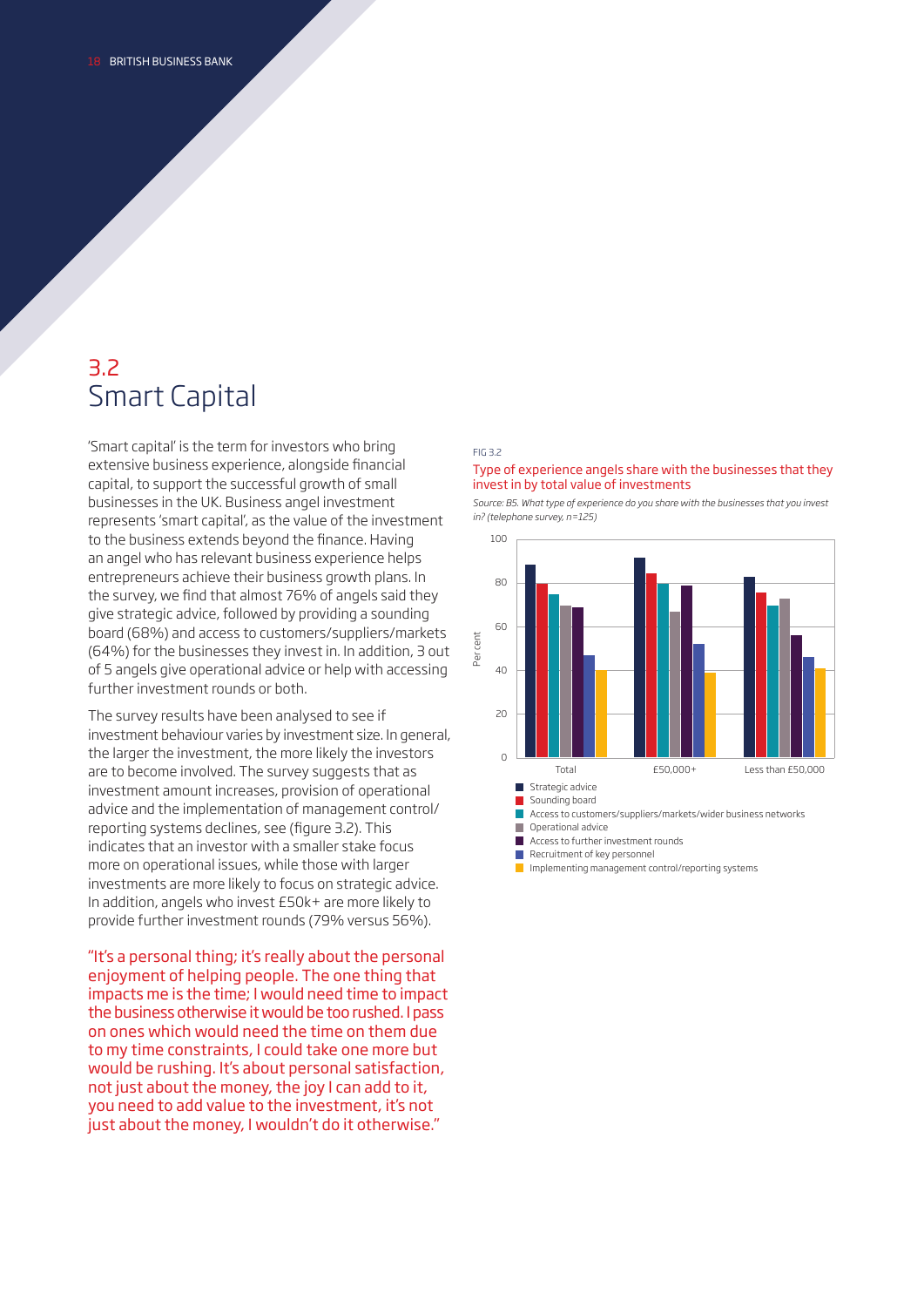## 3.2 Smart Capital

'Smart capital' is the term for investors who bring extensive business experience, alongside financial capital, to support the successful growth of small businesses in the UK. Business angel investment represents 'smart capital', as the value of the investment to the business extends beyond the finance. Having an angel who has relevant business experience helps entrepreneurs achieve their business growth plans. In the survey, we find that almost 76% of angels said they give strategic advice, followed by providing a sounding board (68%) and access to customers/suppliers/markets (64%) for the businesses they invest in. In addition, 3 out of 5 angels give operational advice or help with accessing further investment rounds or both.

The survey results have been analysed to see if investment behaviour varies by investment size. In general, the larger the investment, the more likely the investors are to become involved. The survey suggests that as investment amount increases, provision of operational advice and the implementation of management control/reporting systems declines, see (figure 3.2). This indicates that an investor with a smaller stake focus more on operational issues, while those with larger investments are more likely to focus on strategic advice. In addition, angels who invest £50k+ are more likely to provide further investment rounds (79% versus 56%).

"It's a personal thing; it's really about the personal enjoyment of helping people. The one thing that impacts me is the time; I would need time to impact the business otherwise it would be too rushed. I pass on ones which would need the time on them due to my time constraints, I could take one more but would be rushing. It's about personal satisfaction, not just about the money, the joy I can add to it, you need to add value to the investment, it's not just about the money, I wouldn't do it otherwise."

FIG 3.2

Type of experience angels share with the businesses that they invest in by total value of investments

*Source: B5. What type of experience do you share with the businesses that you invest in? (telephone survey, n=125)*

| Percent | Total | £50,000+ | Less than £50,000 |
|---|---|---|---|
| Strategic advice | 88 | 91 | 83 |
| Sounding board | 80 | 84 | 76 |
| Access to customers/suppliers/markets/wider business networks | 75 | 80 | 70 |
| Operational advice | 70 | 67 | 73 |
| Access to further investment rounds | 69 | 79 | 56 |
| Recruitment of key personnel | 47 | 52 | 46 |
| Implementing management control/reporting systems | 40 | 39 | 41 |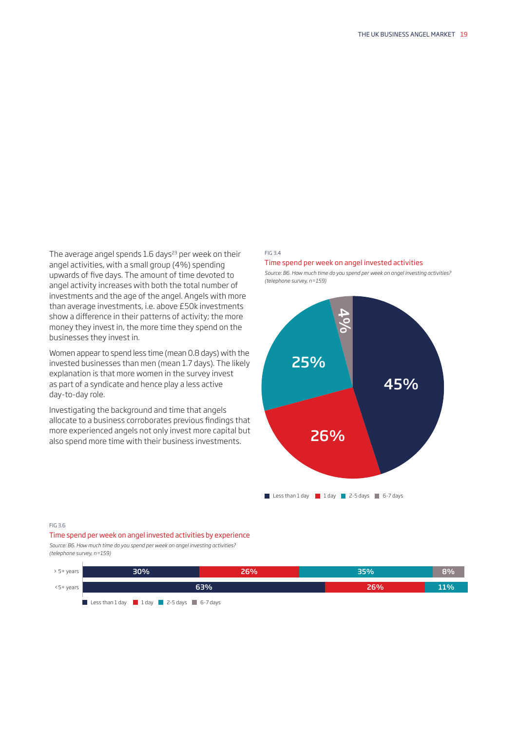The average angel spends 1.6 days[23] per week on their angel activities, with a small group (4%) spending upwards of five days. The amount of time devoted to angel activity increases with both the total number of investments and the age of the angel. Angels with more than average investments, i.e. above £50k investments show a difference in their patterns of activity; the more money they invest in, the more time they spend on the businesses they invest in.

Women appear to spend less time (mean 0.8 days) with the invested businesses than men (mean 1.7 days). The likely explanation is that more women in the survey invest as part of a syndicate and hence play a less active day-to-day role.

Investigating the background and time that angels allocate to a business corroborates previous findings that more experienced angels not only invest more capital but also spend more time with their business investments.

FIG 3.4

Time spend per week on angel invested activities

*Source: B6. How much time do you spend per week on angel investing activities? (telephone survey, n=159)*

| Time per week | % |
|---|---|
| Less than 1 day | 45% |
| 1 day | 26% |
| 2-5 days | 25% |
| 6-7 days | 4% |

FIG 3.6

Time spend per week on angel invested activities by experience

*Source: B6. How much time do you spend per week on angel investing activities? (telephone survey, n=159)*

| | Less than 1 day | 1 day | 2-5 days | 6-7 days |
|---|---|---|---|---|
| > 5+ years | 30% | 26% | 35% | 8% |
| <5+ years | 63% | 26% | 11% | |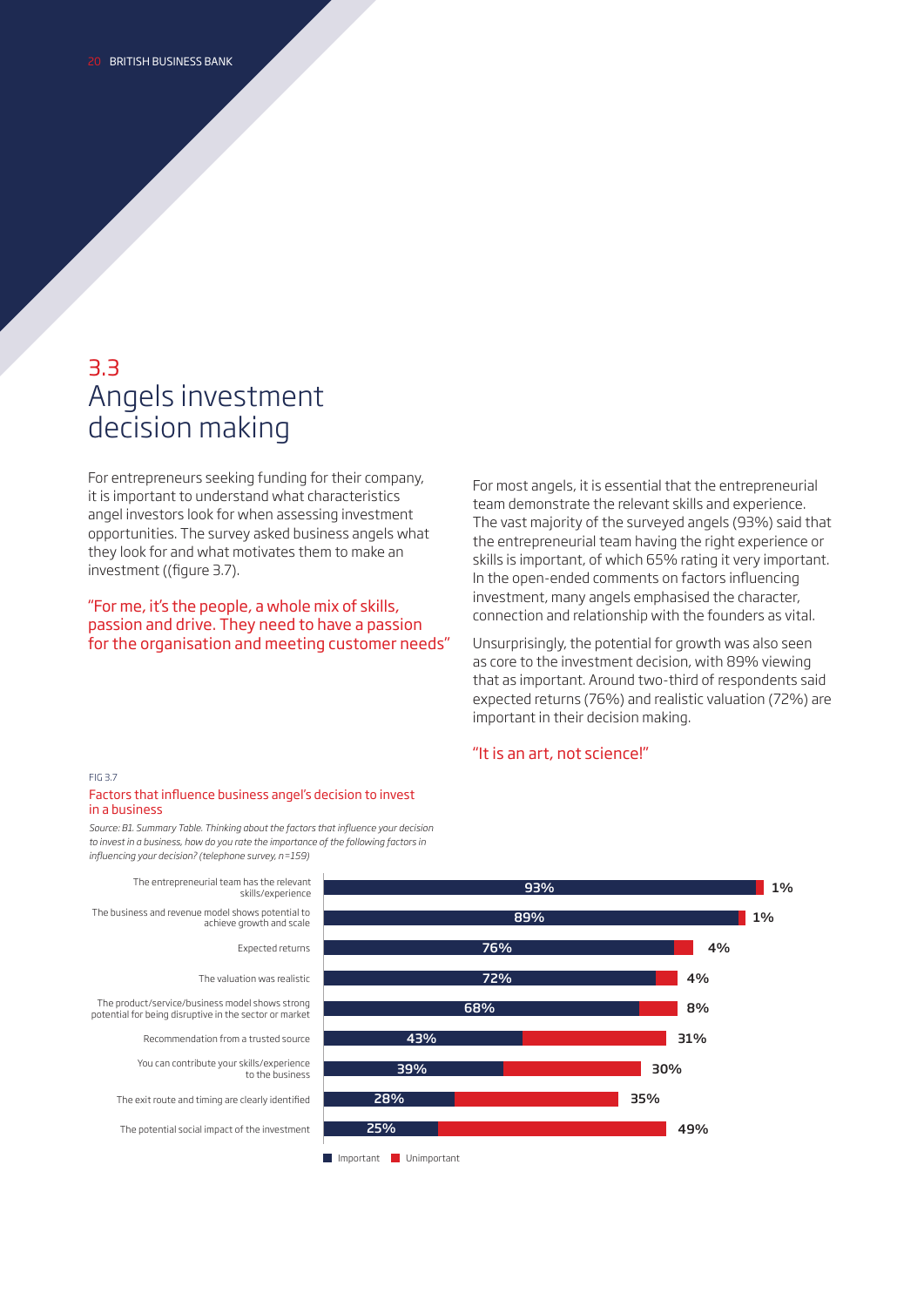## 3.3 Angels investment decision making

For entrepreneurs seeking funding for their company, it is important to understand what characteristics angel investors look for when assessing investment opportunities. The survey asked business angels what they look for and what motivates them to make an investment ((figure 3.7).

"For me, it's the people, a whole mix of skills, passion and drive. They need to have a passion for the organisation and meeting customer needs"

For most angels, it is essential that the entrepreneurial team demonstrate the relevant skills and experience. The vast majority of the surveyed angels (93%) said that the entrepreneurial team having the right experience or skills is important, of which 65% rating it very important. In the open-ended comments on factors influencing investment, many angels emphasised the character, connection and relationship with the founders as vital.

Unsurprisingly, the potential for growth was also seen as core to the investment decision, with 89% viewing that as important. Around two-third of respondents said expected returns (76%) and realistic valuation (72%) are important in their decision making.

"It is an art, not science!"

FIG 3.7

Factors that influence business angel's decision to invest in a business

*Source: B1. Summary Table. Thinking about the factors that influence your decision to invest in a business, how do you rate the importance of the following factors in influencing your decision? (telephone survey, n=159)*

| Factor | Important | Unimportant |
| --- | --- | --- |
| The entrepreneurial team has the relevant skills/experience | 93% | 1% |
| The business and revenue model shows potential to achieve growth and scale | 89% | 1% |
| Expected returns | 76% | 4% |
| The valuation was realistic | 72% | 4% |
| The product/service/business model shows strong potential for being disruptive in the sector or market | 68% | 8% |
| Recommendation from a trusted source | 43% | 31% |
| You can contribute your skills/experience to the business | 39% | 30% |
| The exit route and timing are clearly identified | 28% | 35% |
| The potential social impact of the investment | 25% | 49% |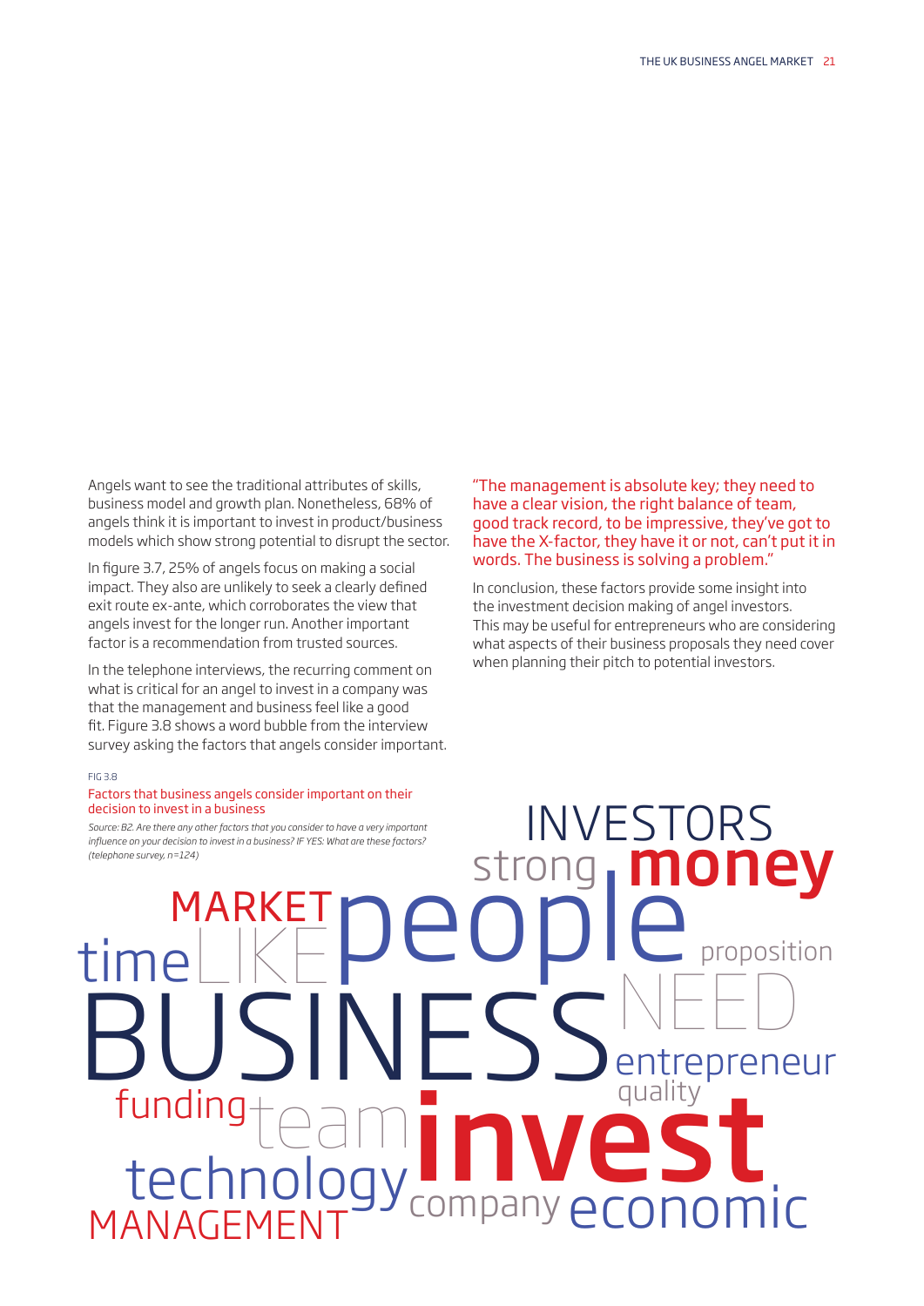Angels want to see the traditional attributes of skills, business model and growth plan. Nonetheless, 68% of angels think it is important to invest in product/business models which show strong potential to disrupt the sector.

In figure 3.7, 25% of angels focus on making a social impact. They also are unlikely to seek a clearly defined exit route ex-ante, which corroborates the view that angels invest for the longer run. Another important factor is a recommendation from trusted sources.

In the telephone interviews, the recurring comment on what is critical for an angel to invest in a company was that the management and business feel like a good fit. Figure 3.8 shows a word bubble from the interview survey asking the factors that angels consider important.

"The management is absolute key; they need to have a clear vision, the right balance of team, good track record, to be impressive, they've got to have the X-factor, they have it or not, can't put it in words. The business is solving a problem."

In conclusion, these factors provide some insight into the investment decision making of angel investors. This may be useful for entrepreneurs who are considering what aspects of their business proposals they need cover when planning their pitch to potential investors.

FIG 3.8

Factors that business angels consider important on their decision to invest in a business

*Source: B2. Are there any other factors that you consider to have a very important influence on your decision to invest in a business? IF YES: What are these factors? (telephone survey, n=124)*

INVESTORS strong money MARKET people time LIKE proposition BUSINESS NEED entrepreneur quality funding team invest technology company economic MANAGEMENT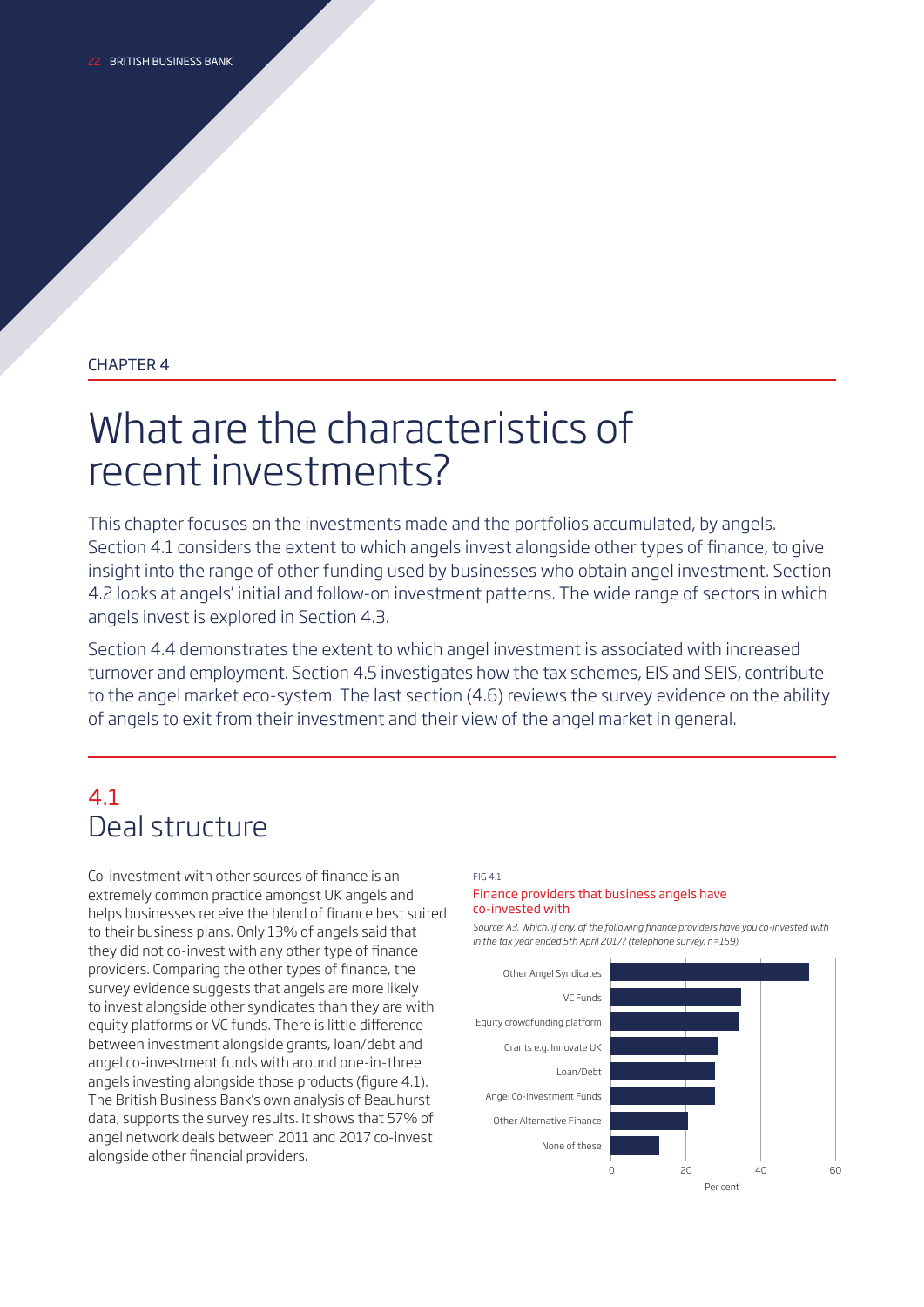CHAPTER 4

# What are the characteristics of recent investments?

This chapter focuses on the investments made and the portfolios accumulated, by angels. Section 4.1 considers the extent to which angels invest alongside other types of finance, to give insight into the range of other funding used by businesses who obtain angel investment. Section 4.2 looks at angels' initial and follow-on investment patterns. The wide range of sectors in which angels invest is explored in Section 4.3.

Section 4.4 demonstrates the extent to which angel investment is associated with increased turnover and employment. Section 4.5 investigates how the tax schemes, EIS and SEIS, contribute to the angel market eco-system. The last section (4.6) reviews the survey evidence on the ability of angels to exit from their investment and their view of the angel market in general.

## 4.1 Deal structure

Co-investment with other sources of finance is an extremely common practice amongst UK angels and helps businesses receive the blend of finance best suited to their business plans. Only 13% of angels said that they did not co-invest with any other type of finance providers. Comparing the other types of finance, the survey evidence suggests that angels are more likely to invest alongside other syndicates than they are with equity platforms or VC funds. There is little difference between investment alongside grants, loan/debt and angel co-investment funds with around one-in-three angels investing alongside those products (figure 4.1). The British Business Bank's own analysis of Beauhurst data, supports the survey results. It shows that 57% of angel network deals between 2011 and 2017 co-invest alongside other financial providers.

FIG 4.1

Finance providers that business angels have co-invested with

*Source: A3. Which, if any, of the following finance providers have you co-invested with in the tax year ended 5th April 2017? (telephone survey, n=159)*

| Finance provider | Per cent (approx.) |
|---|---|
| Other Angel Syndicates | 53 |
| VC Funds | 35 |
| Equity crowdfunding platform | 34 |
| Grants e.g. Innovate UK | 28 |
| Loan/Debt | 28 |
| Angel Co-Investment Funds | 28 |
| Other Alternative Finance | 21 |
| None of these | 13 |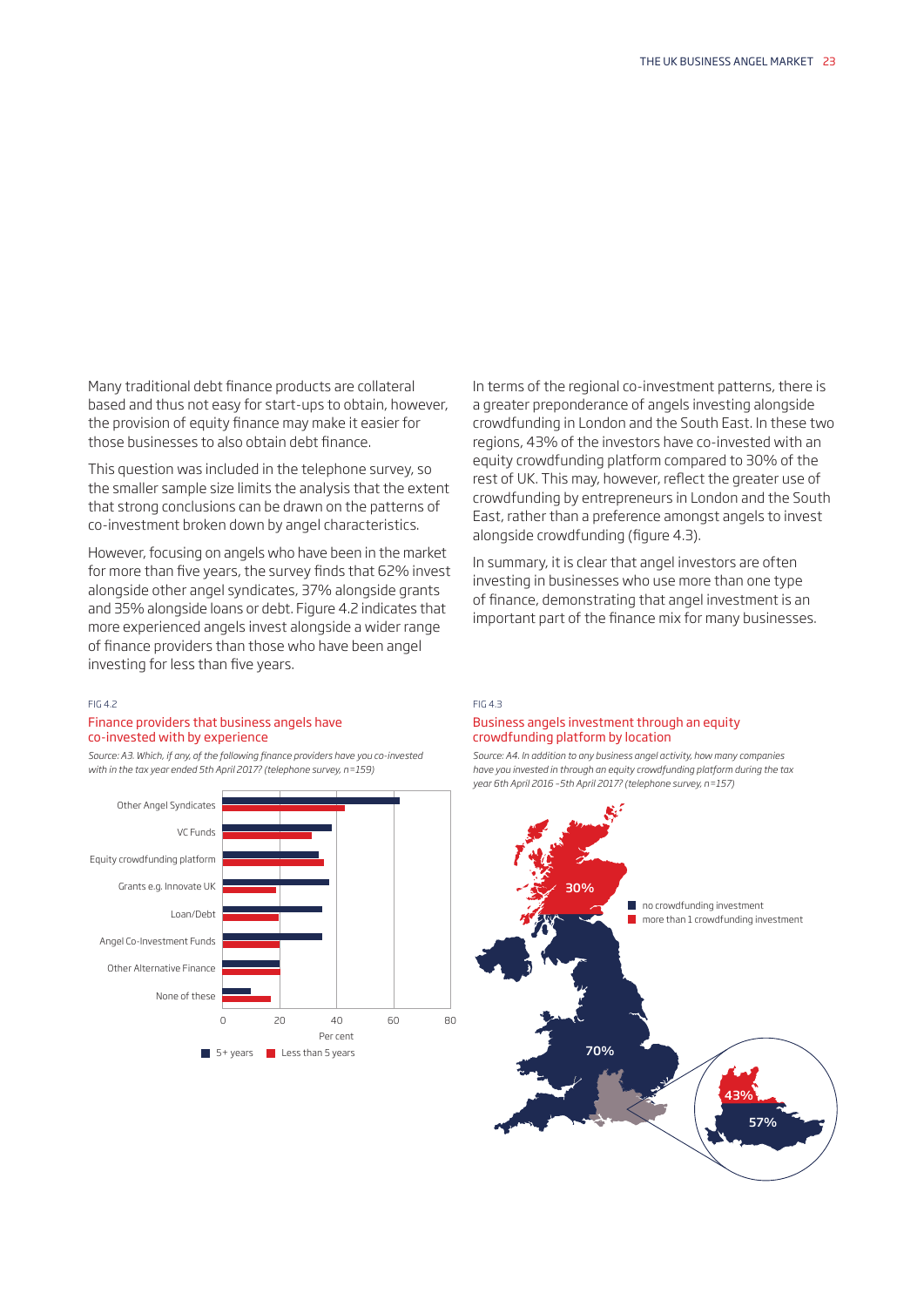Many traditional debt finance products are collateral based and thus not easy for start-ups to obtain, however, the provision of equity finance may make it easier for those businesses to also obtain debt finance.

This question was included in the telephone survey, so the smaller sample size limits the analysis that the extent that strong conclusions can be drawn on the patterns of co-investment broken down by angel characteristics.

However, focusing on angels who have been in the market for more than five years, the survey finds that 62% invest alongside other angel syndicates, 37% alongside grants and 35% alongside loans or debt. Figure 4.2 indicates that more experienced angels invest alongside a wider range of finance providers than those who have been angel investing for less than five years.

In terms of the regional co-investment patterns, there is a greater preponderance of angels investing alongside crowdfunding in London and the South East. In these two regions, 43% of the investors have co-invested with an equity crowdfunding platform compared to 30% of the rest of UK. This may, however, reflect the greater use of crowdfunding by entrepreneurs in London and the South East, rather than a preference amongst angels to invest alongside crowdfunding (figure 4.3).

In summary, it is clear that angel investors are often investing in businesses who use more than one type of finance, demonstrating that angel investment is an important part of the finance mix for many businesses.

FIG 4.2

Finance providers that business angels have co-invested with by experience

*Source: A3. Which, if any, of the following finance providers have you co-invested with in the tax year ended 5th April 2017? (telephone survey, n=159)*

FIG 4.3

Business angels investment through an equity crowdfunding platform by location

*Source: A4. In addition to any business angel activity, how many companies have you invested in through an equity crowdfunding platform during the tax year 6th April 2016 – 5th April 2017? (telephone survey, n=157)*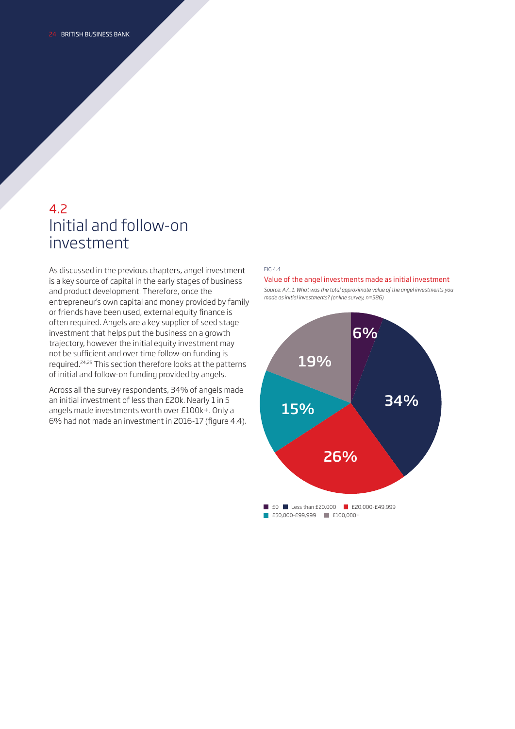## 4.2 Initial and follow-on investment

As discussed in the previous chapters, angel investment is a key source of capital in the early stages of business and product development. Therefore, once the entrepreneur's own capital and money provided by family or friends have been used, external equity finance is often required. Angels are a key supplier of seed stage investment that helps put the business on a growth trajectory, however the initial equity investment may not be sufficient and over time follow-on funding is required.[24,25] This section therefore looks at the patterns of initial and follow-on funding provided by angels.

Across all the survey respondents, 34% of angels made an initial investment of less than £20k. Nearly 1 in 5 angels made investments worth over £100k+. Only a 6% had not made an investment in 2016-17 (figure 4.4).

FIG 4.4

Value of the angel investments made as initial investment

*Source: A7_1. What was the total approximate value of the angel investments you made as initial investments? (online survey, n=586)*

| Value | % |
|---|---|
| £0 | 6% |
| Less than £20,000 | 34% |
| £20,000-£49,999 | 26% |
| £50,000-£99,999 | 15% |
| £100,000+ | 19% |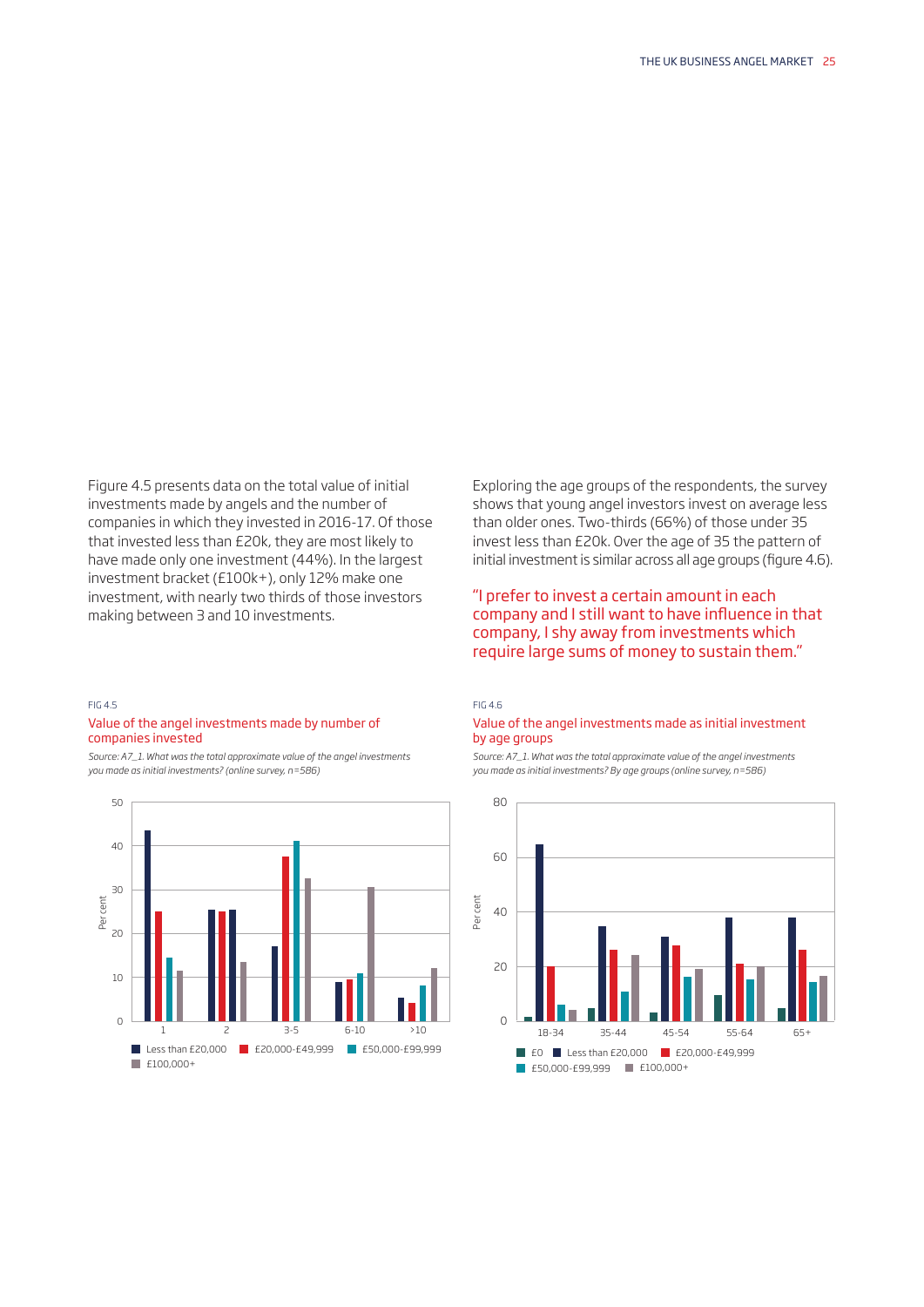Figure 4.5 presents data on the total value of initial investments made by angels and the number of companies in which they invested in 2016-17. Of those that invested less than £20k, they are most likely to have made only one investment (44%). In the largest investment bracket (£100k+), only 12% make one investment, with nearly two thirds of those investors making between 3 and 10 investments.

Exploring the age groups of the respondents, the survey shows that young angel investors invest on average less than older ones. Two-thirds (66%) of those under 35 invest less than £20k. Over the age of 35 the pattern of initial investment is similar across all age groups (figure 4.6).

"I prefer to invest a certain amount in each company and I still want to have influence in that company, I shy away from investments which require large sums of money to sustain them."

FIG 4.5

Value of the angel investments made by number of companies invested

*Source: A7_1. What was the total approximate value of the angel investments you made as initial investments? (online survey, n=586)*

FIG 4.6

Value of the angel investments made as initial investment by age groups

*Source: A7_1. What was the total approximate value of the angel investments you made as initial investments? By age groups (online survey, n=586)*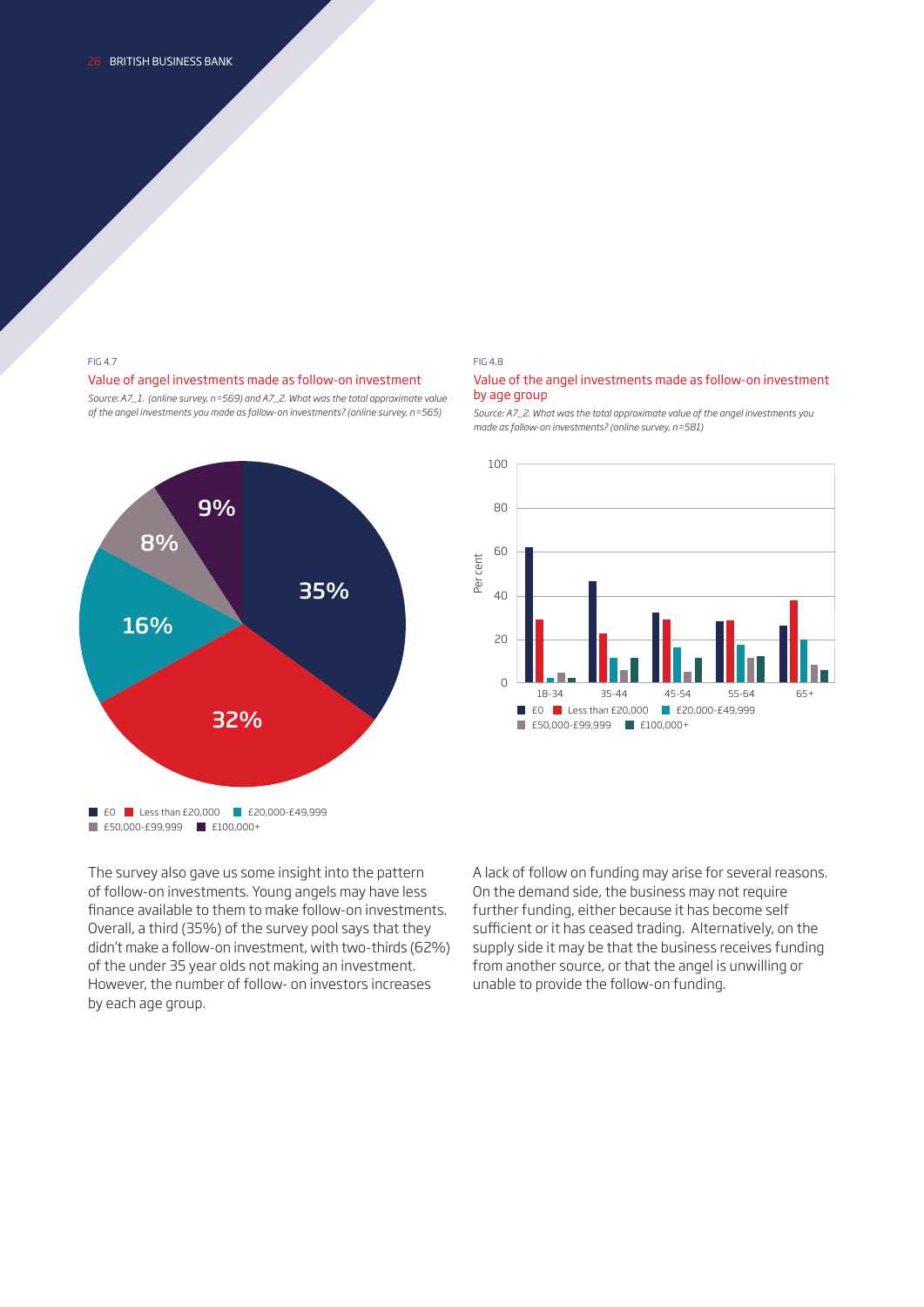FIG 4.7

Value of angel investments made as follow-on investment

*Source: A7_1. (online survey, n=569) and A7_2. What was the total approximate value of the angel investments you made as follow-on investments? (online survey, n=565)*

| Value | Per cent |
|---|---|
| £0 | 35% |
| Less than £20,000 | 32% |
| £20,000-£49,999 | 16% |
| £50,000-£99,999 | 8% |
| £100,000+ | 9% |

FIG 4.8

Value of the angel investments made as follow-on investment by age group

*Source: A7_2. What was the total approximate value of the angel investments you made as follow-on investments? (online survey, n=581)*

The survey also gave us some insight into the pattern of follow-on investments. Young angels may have less finance available to them to make follow-on investments. Overall, a third (35%) of the survey pool says that they didn't make a follow-on investment, with two-thirds (62%) of the under 35 year olds not making an investment. However, the number of follow- on investors increases by each age group.

A lack of follow on funding may arise for several reasons. On the demand side, the business may not require further funding, either because it has become self sufficient or it has ceased trading. Alternatively, on the supply side it may be that the business receives funding from another source, or that the angel is unwilling or unable to provide the follow-on funding.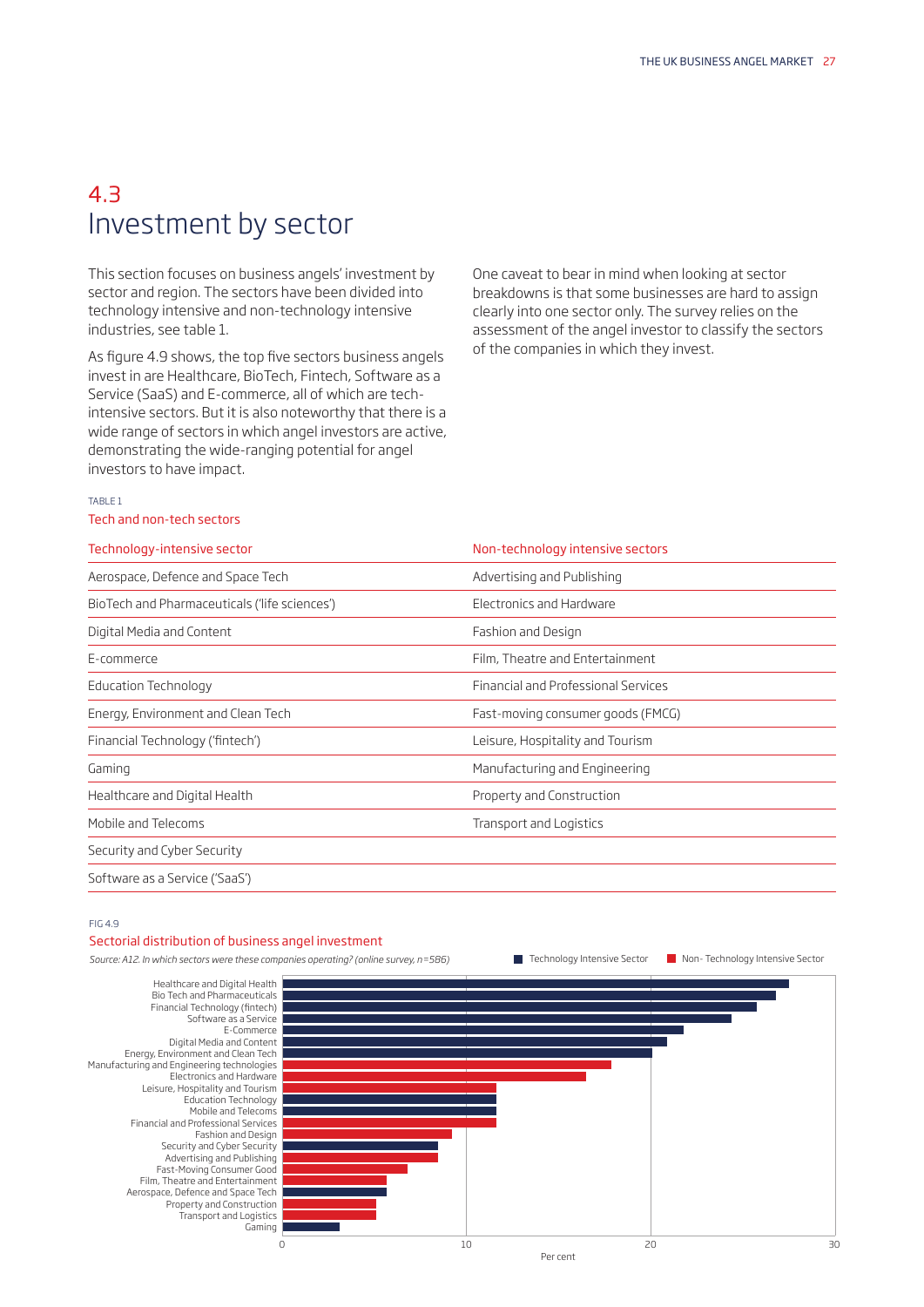# 4.3 Investment by sector

This section focuses on business angels' investment by sector and region. The sectors have been divided into technology intensive and non-technology intensive industries, see table 1.

As figure 4.9 shows, the top five sectors business angels invest in are Healthcare, BioTech, Fintech, Software as a Service (SaaS) and E-commerce, all of which are tech-intensive sectors. But it is also noteworthy that there is a wide range of sectors in which angel investors are active, demonstrating the wide-ranging potential for angel investors to have impact.

One caveat to bear in mind when looking at sector breakdowns is that some businesses are hard to assign clearly into one sector only. The survey relies on the assessment of the angel investor to classify the sectors of the companies in which they invest.

TABLE 1

Tech and non-tech sectors

| Technology-intensive sector | Non-technology intensive sectors |
|---|---|
| Aerospace, Defence and Space Tech | Advertising and Publishing |
| BioTech and Pharmaceuticals ('life sciences') | Electronics and Hardware |
| Digital Media and Content | Fashion and Design |
| E-commerce | Film, Theatre and Entertainment |
| Education Technology | Financial and Professional Services |
| Energy, Environment and Clean Tech | Fast-moving consumer goods (FMCG) |
| Financial Technology ('fintech') | Leisure, Hospitality and Tourism |
| Gaming | Manufacturing and Engineering |
| Healthcare and Digital Health | Property and Construction |
| Mobile and Telecoms | Transport and Logistics |
| Security and Cyber Security | |
| Software as a Service ('SaaS') | |

FIG 4.9

Sectorial distribution of business angel investment

*Source: A12. In which sectors were these companies operating? (online survey, n=586)*

Technology Intensive Sector | Non- Technology Intensive Sector

Healthcare and Digital Health
Bio Tech and Pharmaceuticals
Financial Technology (fintech)
Software as a Service
E-Commerce
Digital Media and Content
Energy, Environment and Clean Tech
Manufacturing and Engineering technologies
Electronics and Hardware
Leisure, Hospitality and Tourism
Education Technology
Mobile and Telecoms
Financial and Professional Services
Fashion and Design
Security and Cyber Security
Advertising and Publishing
Fast-Moving Consumer Good
Film, Theatre and Entertainment
Aerospace, Defence and Space Tech
Property and Construction
Transport and Logistics
Gaming

0 10 20 30

Per cent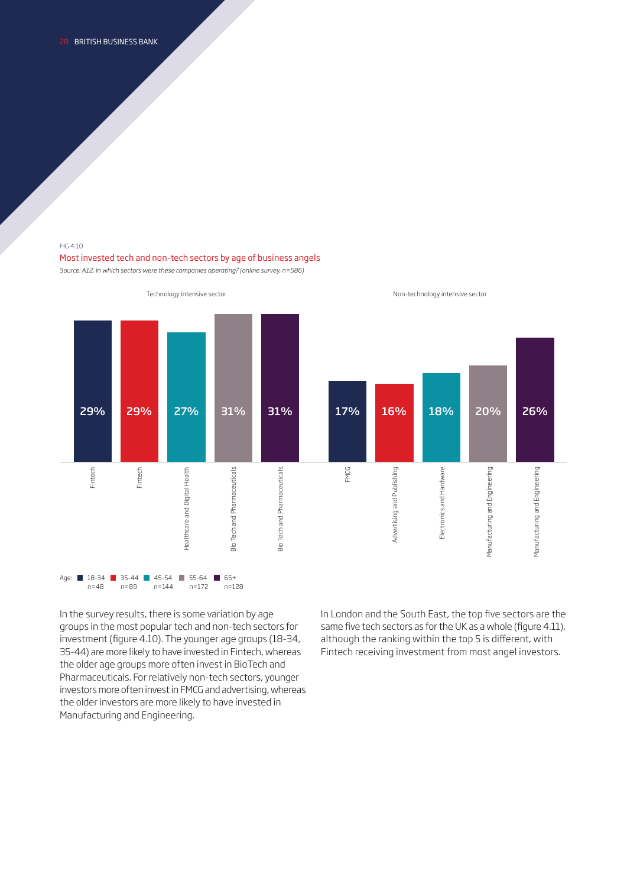FIG 4.10

Most invested tech and non-tech sectors by age of business angels

*Source: A12. In which sectors were these companies operating? (online survey, n=586)*

| Age | Technology intensive sector | | Non-technology intensive sector | |
|---|---|---|---|---|
| 18-34 (n=48) | Fintech | 29% | FMCG | 17% |
| 35-44 (n=89) | Fintech | 29% | Advertising and Publishing | 16% |
| 45-54 (n=144) | Healthcare and Digital Health | 27% | Electronics and Hardware | 18% |
| 55-64 (n=172) | Bio Tech and Pharmaceuticals | 31% | Manufacturing and Engineering | 20% |
| 65+ (n=128) | Bio Tech and Pharmaceuticals | 31% | Manufacturing and Engineering | 26% |

In the survey results, there is some variation by age groups in the most popular tech and non-tech sectors for investment (figure 4.10). The younger age groups (18-34, 35-44) are more likely to have invested in Fintech, whereas the older age groups more often invest in BioTech and Pharmaceuticals. For relatively non-tech sectors, younger investors more often invest in FMCG and advertising, whereas the older investors are more likely to have invested in Manufacturing and Engineering.

In London and the South East, the top five sectors are the same five tech sectors as for the UK as a whole (figure 4.11), although the ranking within the top 5 is different, with Fintech receiving investment from most angel investors.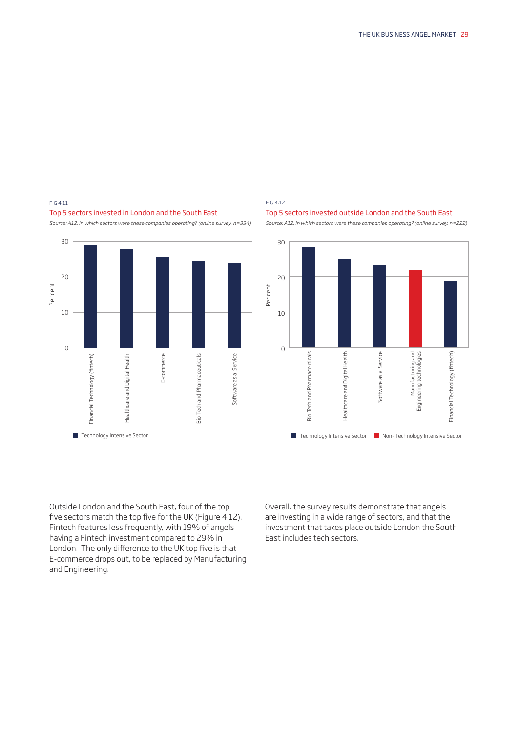FIG 4.11

Top 5 sectors invested in London and the South East

*Source: A12. In which sectors were these companies operating? (online survey, n=334)*

FIG 4.12

Top 5 sectors invested outside London and the South East

*Source: A12. In which sectors were these companies operating? (online survey, n=222)*

Outside London and the South East, four of the top five sectors match the top five for the UK (Figure 4.12). Fintech features less frequently, with 19% of angels having a Fintech investment compared to 29% in London. The only difference to the UK top five is that E-commerce drops out, to be replaced by Manufacturing and Engineering.

Overall, the survey results demonstrate that angels are investing in a wide range of sectors, and that the investment that takes place outside London the South East includes tech sectors.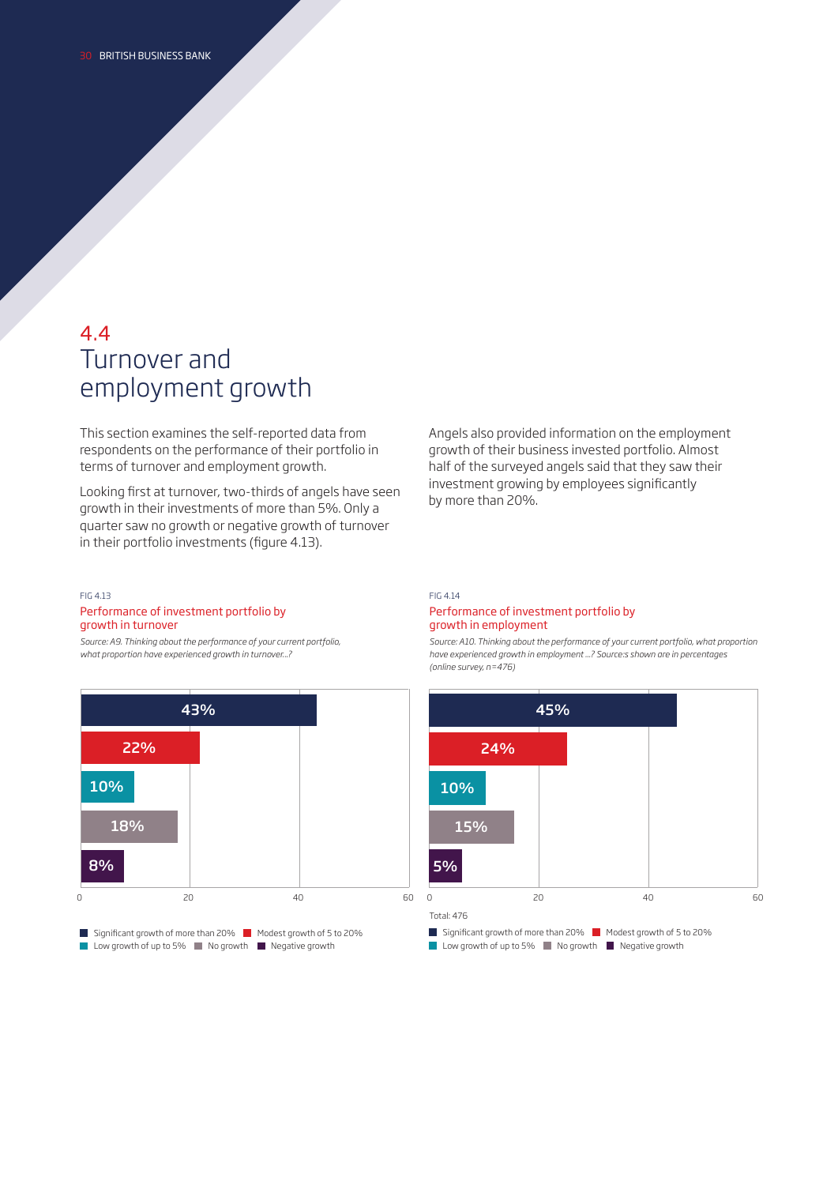## 4.4 Turnover and employment growth

This section examines the self-reported data from respondents on the performance of their portfolio in terms of turnover and employment growth.

Looking first at turnover, two-thirds of angels have seen growth in their investments of more than 5%. Only a quarter saw no growth or negative growth of turnover in their portfolio investments (figure 4.13).

Angels also provided information on the employment growth of their business invested portfolio. Almost half of the surveyed angels said that they saw their investment growing by employees significantly by more than 20%.

FIG 4.13

**Performance of investment portfolio by growth in turnover**

*Source: A9. Thinking about the performance of your current portfolio, what proportion have experienced growth in turnover...?*

| Category | % |
| --- | --- |
| Significant growth of more than 20% | 43% |
| Modest growth of 5 to 20% | 22% |
| Low growth of up to 5% | 10% |
| No growth | 18% |
| Negative growth | 8% |

FIG 4.14

**Performance of investment portfolio by growth in employment**

*Source: A10. Thinking about the performance of your current portfolio, what proportion have experienced growth in employment ...? Source:s shown are in percentages (online survey, n=476)*

| Category | % |
| --- | --- |
| Significant growth of more than 20% | 45% |
| Modest growth of 5 to 20% | 24% |
| Low growth of up to 5% | 10% |
| No growth | 15% |
| Negative growth | 5% |

Total: 476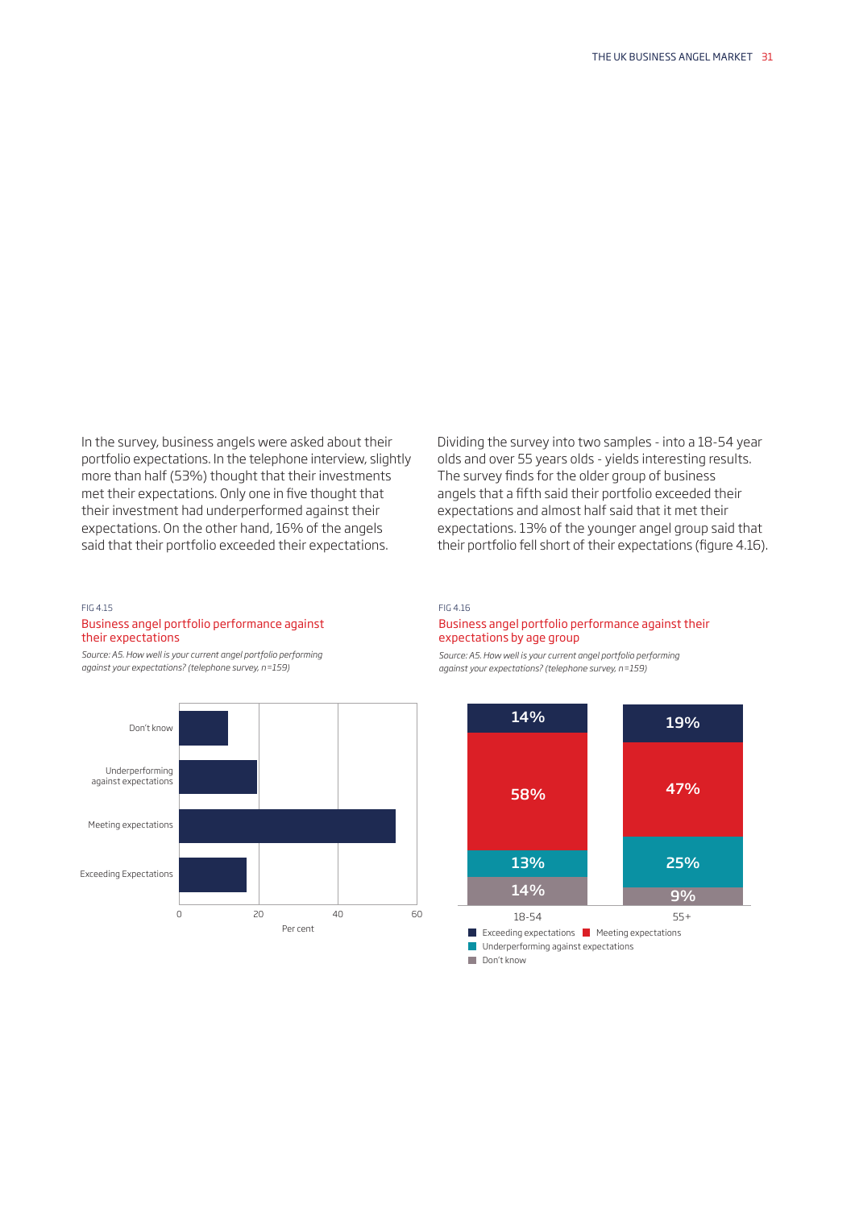In the survey, business angels were asked about their portfolio expectations. In the telephone interview, slightly more than half (53%) thought that their investments met their expectations. Only one in five thought that their investment had underperformed against their expectations. On the other hand, 16% of the angels said that their portfolio exceeded their expectations.

Dividing the survey into two samples - into a 18-54 year olds and over 55 years olds - yields interesting results. The survey finds for the older group of business angels that a fifth said their portfolio exceeded their expectations and almost half said that it met their expectations. 13% of the younger angel group said that their portfolio fell short of their expectations (figure 4.16).

FIG 4.15

Business angel portfolio performance against their expectations

*Source: A5. How well is your current angel portfolio performing against your expectations? (telephone survey, n=159)*

Don't know

Underperforming against expectations

Meeting expectations

Exceeding Expectations

0 20 40 60

Per cent

FIG 4.16

Business angel portfolio performance against their expectations by age group

*Source: A5. How well is your current angel portfolio performing against your expectations? (telephone survey, n=159)*

| | 18-54 | 55+ |
|---|---|---|
| Exceeding expectations | 14% | 19% |
| Meeting expectations | 58% | 47% |
| Underperforming against expectations | 13% | 25% |
| Don't know | 14% | 9% |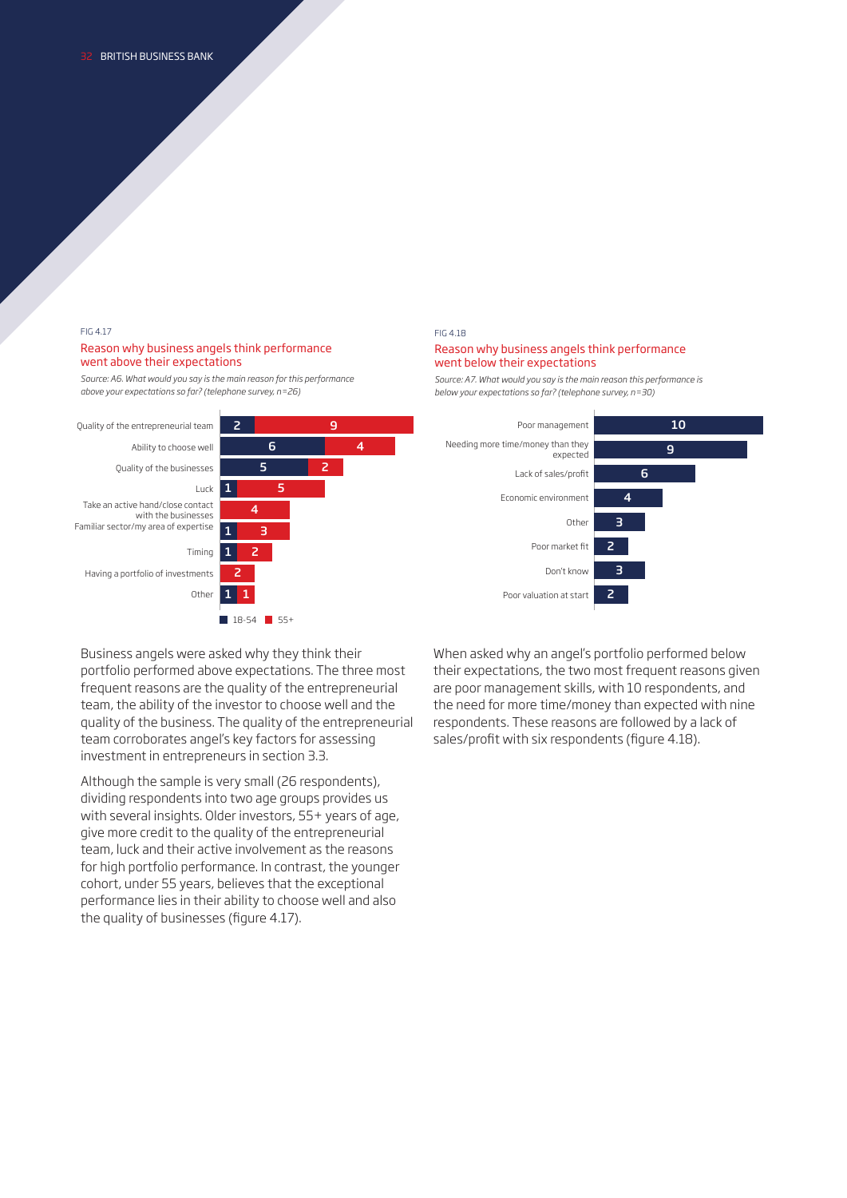FIG 4.17

Reason why business angels think performance went above their expectations

*Source: A6. What would you say is the main reason for this performance above your expectations so far? (telephone survey, n=26)*

| Reason | 18-54 | 55+ |
|---|---|---|
| Quality of the entrepreneurial team | 2 | 9 |
| Ability to choose well | 6 | 4 |
| Quality of the businesses | 5 | 2 |
| Luck | 1 | 5 |
| Take an active hand/close contact with the businesses | | 4 |
| Familiar sector/my area of expertise | 1 | 3 |
| Timing | 1 | 2 |
| Having a portfolio of investments | | 2 |
| Other | 1 | 1 |

FIG 4.18

Reason why business angels think performance went below their expectations

*Source: A7. What would you say is the main reason this performance is below your expectations so far? (telephone survey, n=30)*

| Reason | Respondents |
|---|---|
| Poor management | 10 |
| Needing more time/money than they expected | 9 |
| Lack of sales/profit | 6 |
| Economic environment | 4 |
| Other | 3 |
| Poor market fit | 2 |
| Don't know | 3 |
| Poor valuation at start | 2 |

Business angels were asked why they think their portfolio performed above expectations. The three most frequent reasons are the quality of the entrepreneurial team, the ability of the investor to choose well and the quality of the business. The quality of the entrepreneurial team corroborates angel's key factors for assessing investment in entrepreneurs in section 3.3.

Although the sample is very small (26 respondents), dividing respondents into two age groups provides us with several insights. Older investors, 55+ years of age, give more credit to the quality of the entrepreneurial team, luck and their active involvement as the reasons for high portfolio performance. In contrast, the younger cohort, under 55 years, believes that the exceptional performance lies in their ability to choose well and also the quality of businesses (figure 4.17).

When asked why an angel's portfolio performed below their expectations, the two most frequent reasons given are poor management skills, with 10 respondents, and the need for more time/money than expected with nine respondents. These reasons are followed by a lack of sales/profit with six respondents (figure 4.18).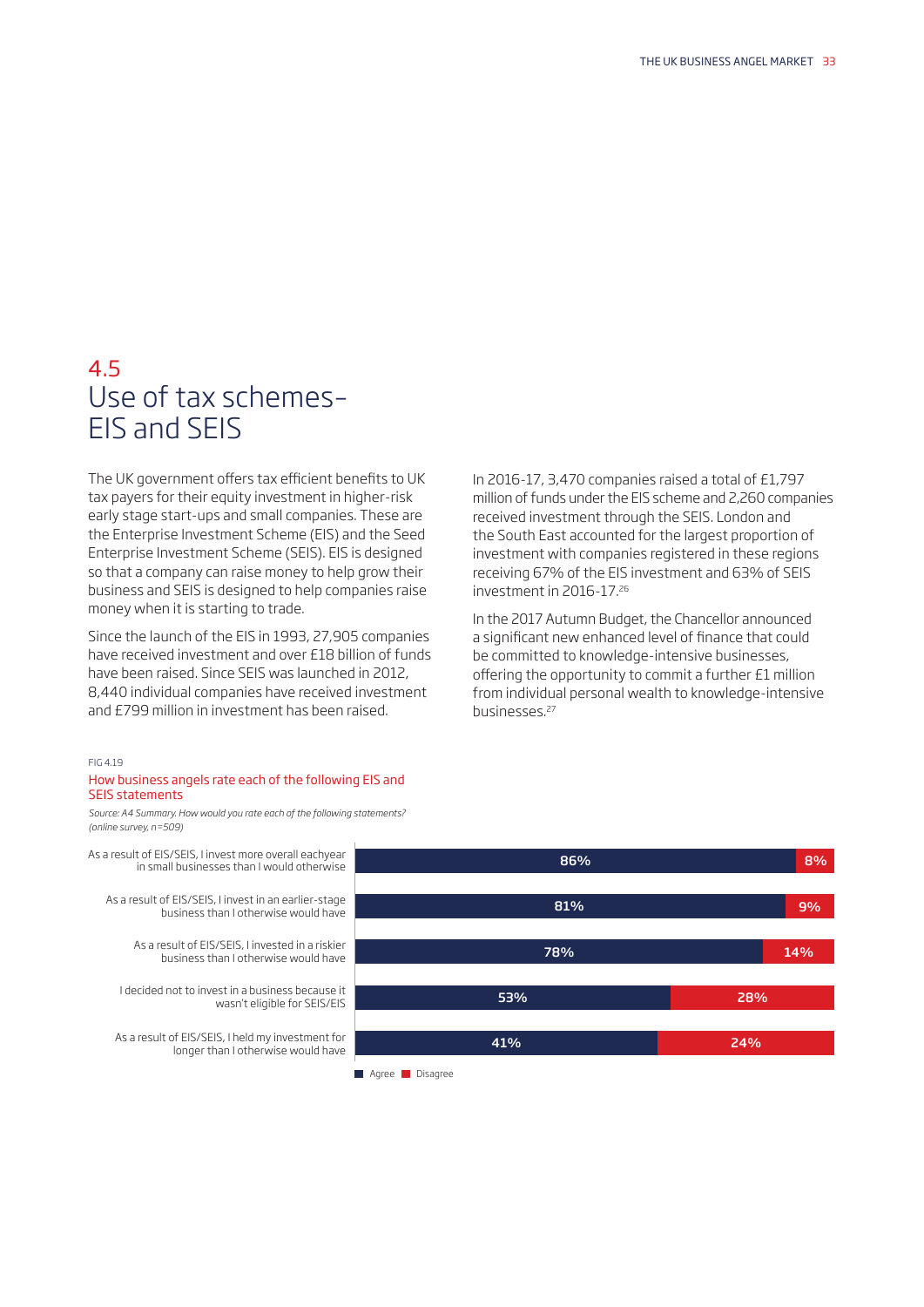## 4.5 Use of tax schemes– EIS and SEIS

The UK government offers tax efficient benefits to UK tax payers for their equity investment in higher-risk early stage start-ups and small companies. These are the Enterprise Investment Scheme (EIS) and the Seed Enterprise Investment Scheme (SEIS). EIS is designed so that a company can raise money to help grow their business and SEIS is designed to help companies raise money when it is starting to trade.

Since the launch of the EIS in 1993, 27,905 companies have received investment and over £18 billion of funds have been raised. Since SEIS was launched in 2012, 8,440 individual companies have received investment and £799 million in investment has been raised.

In 2016-17, 3,470 companies raised a total of £1,797 million of funds under the EIS scheme and 2,260 companies received investment through the SEIS. London and the South East accounted for the largest proportion of investment with companies registered in these regions receiving 67% of the EIS investment and 63% of SEIS investment in 2016-17.[26]

In the 2017 Autumn Budget, the Chancellor announced a significant new enhanced level of finance that could be committed to knowledge-intensive businesses, offering the opportunity to commit a further £1 million from individual personal wealth to knowledge-intensive businesses.[27]

FIG 4.19

How business angels rate each of the following EIS and SEIS statements

*Source: A4 Summary. How would you rate each of the following statements? (online survey, n=509)*

| Statement | Agree | Disagree |
|---|---|---|
| As a result of EIS/SEIS, I invest more overall eachyear in small businesses than I would otherwise | 86% | 8% |
| As a result of EIS/SEIS, I invest in an earlier-stage business than I otherwise would have | 81% | 9% |
| As a result of EIS/SEIS, I invested in a riskier business than I otherwise would have | 78% | 14% |
| I decided not to invest in a business because it wasn't eligible for SEIS/EIS | 53% | 28% |
| As a result of EIS/SEIS, I held my investment for longer than I otherwise would have | 41% | 24% |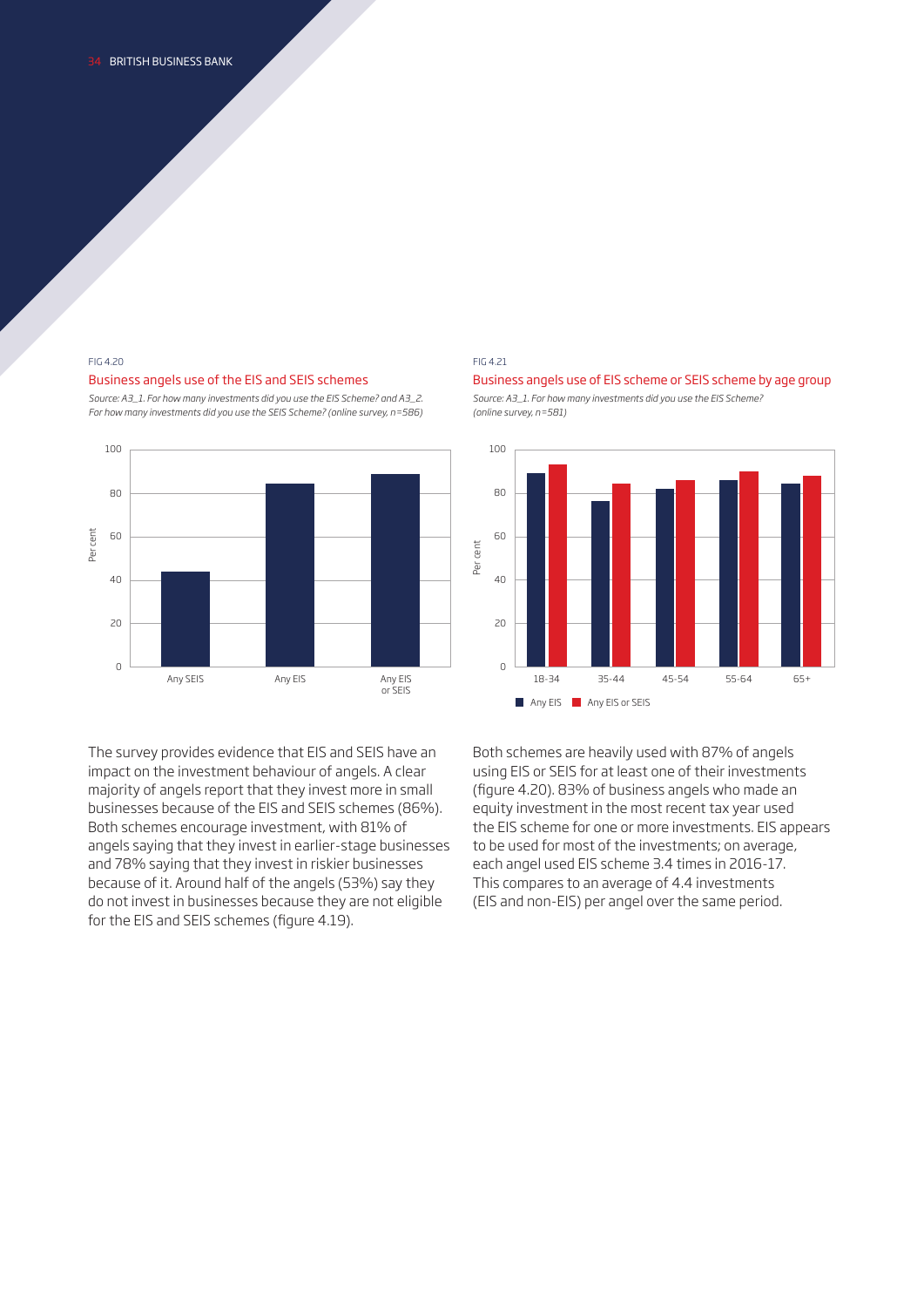FIG 4.20

## Business angels use of the EIS and SEIS schemes

*Source: A3_1. For how many investments did you use the EIS Scheme? and A3_2. For how many investments did you use the SEIS Scheme? (online survey, n=586)*

FIG 4.21

## Business angels use of EIS scheme or SEIS scheme by age group

*Source: A3_1. For how many investments did you use the EIS Scheme? (online survey, n=581)*

The survey provides evidence that EIS and SEIS have an impact on the investment behaviour of angels. A clear majority of angels report that they invest more in small businesses because of the EIS and SEIS schemes (86%). Both schemes encourage investment, with 81% of angels saying that they invest in earlier-stage businesses and 78% saying that they invest in riskier businesses because of it. Around half of the angels (53%) say they do not invest in businesses because they are not eligible for the EIS and SEIS schemes (figure 4.19).

Both schemes are heavily used with 87% of angels using EIS or SEIS for at least one of their investments (figure 4.20). 83% of business angels who made an equity investment in the most recent tax year used the EIS scheme for one or more investments. EIS appears to be used for most of the investments; on average, each angel used EIS scheme 3.4 times in 2016-17. This compares to an average of 4.4 investments (EIS and non-EIS) per angel over the same period.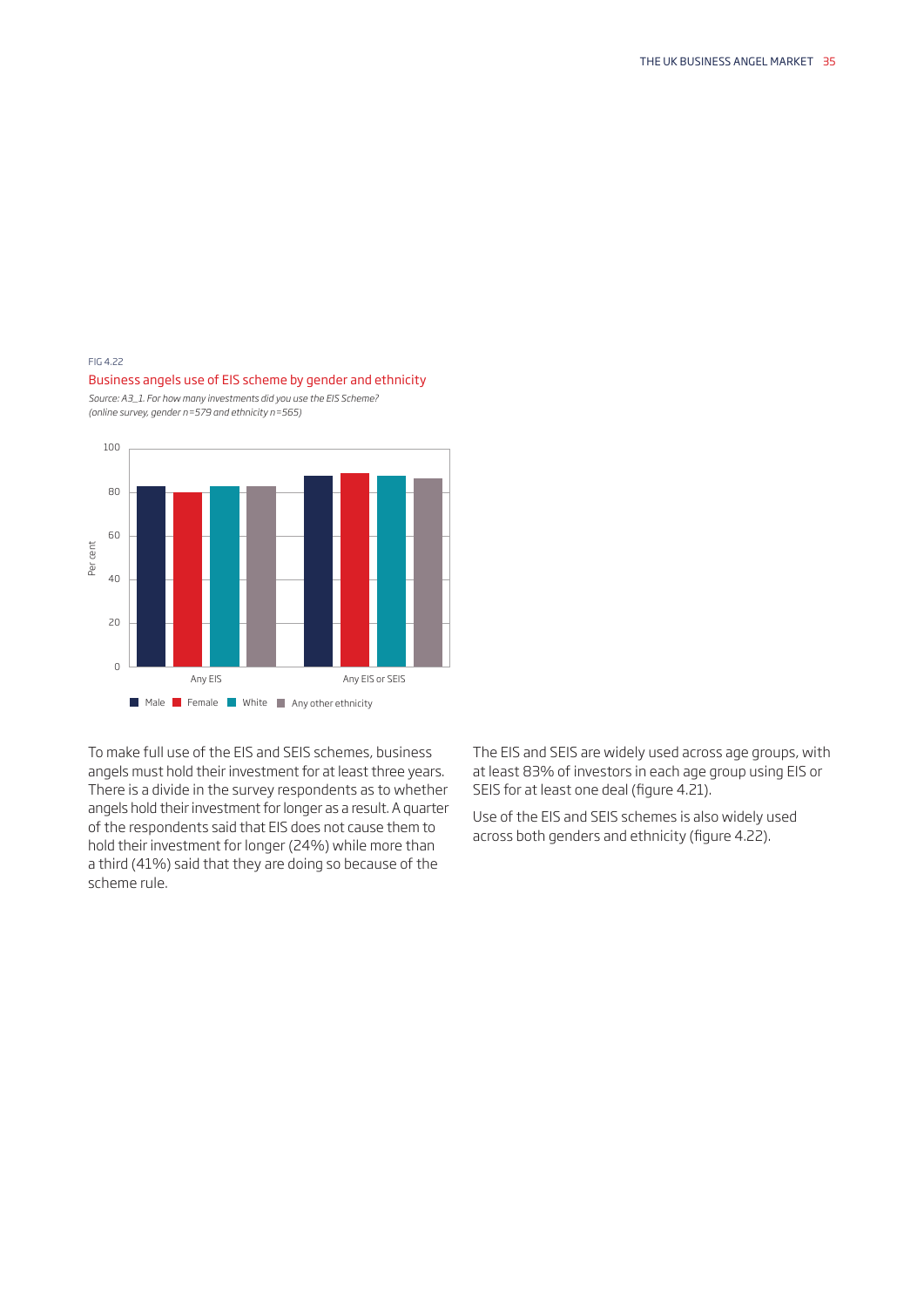FIG 4.22

Business angels use of EIS scheme by gender and ethnicity

*Source: A3_1. For how many investments did you use the EIS Scheme? (online survey, gender n=579 and ethnicity n=565)*

To make full use of the EIS and SEIS schemes, business angels must hold their investment for at least three years. There is a divide in the survey respondents as to whether angels hold their investment for longer as a result. A quarter of the respondents said that EIS does not cause them to hold their investment for longer (24%) while more than a third (41%) said that they are doing so because of the scheme rule.

The EIS and SEIS are widely used across age groups, with at least 83% of investors in each age group using EIS or SEIS for at least one deal (figure 4.21).

Use of the EIS and SEIS schemes is also widely used across both genders and ethnicity (figure 4.22).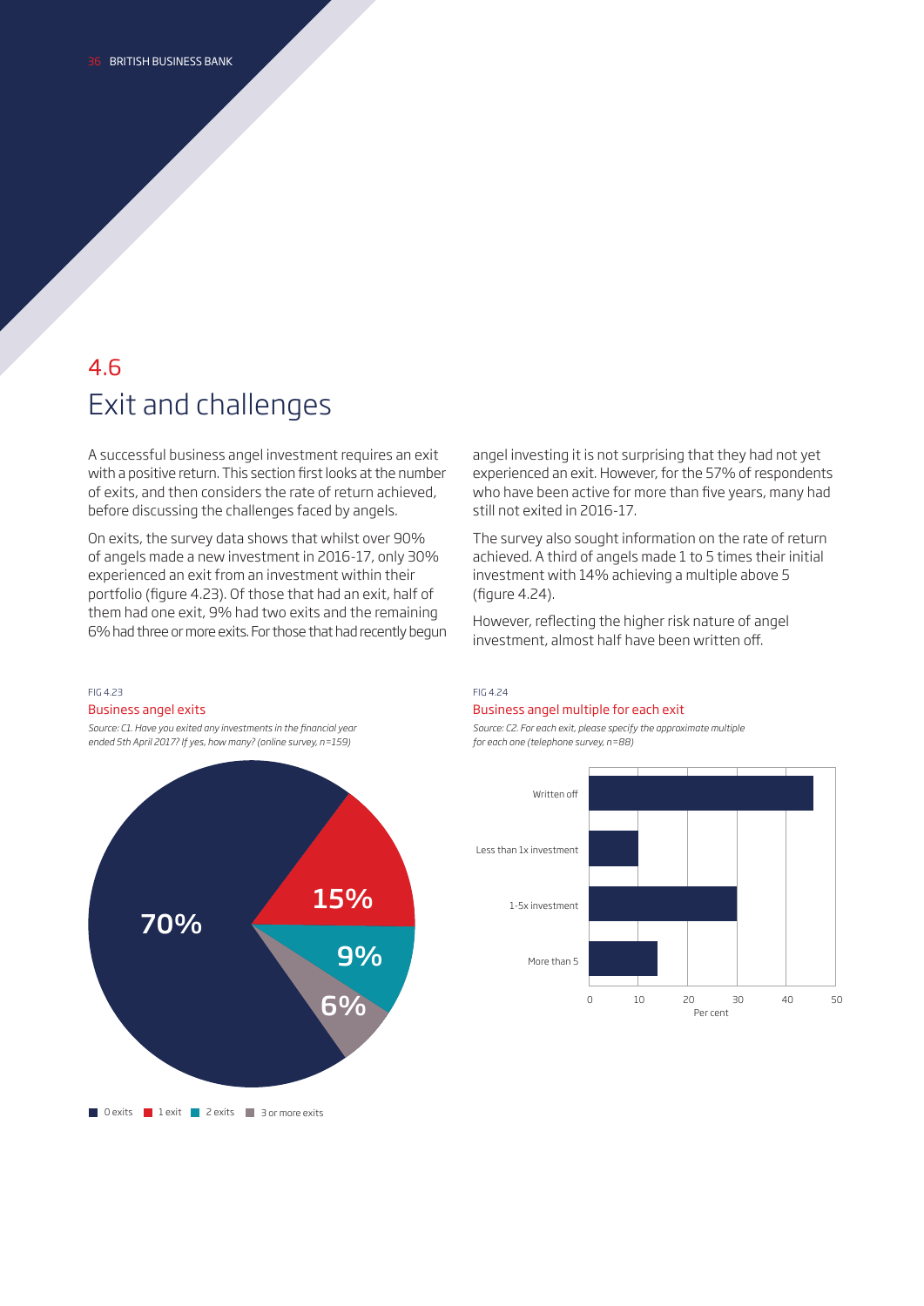## 4.6

# Exit and challenges

A successful business angel investment requires an exit with a positive return. This section first looks at the number of exits, and then considers the rate of return achieved, before discussing the challenges faced by angels.

On exits, the survey data shows that whilst over 90% of angels made a new investment in 2016-17, only 30% experienced an exit from an investment within their portfolio (figure 4.23). Of those that had an exit, half of them had one exit, 9% had two exits and the remaining 6% had three or more exits. For those that had recently begun angel investing it is not surprising that they had not yet experienced an exit. However, for the 57% of respondents who have been active for more than five years, many had still not exited in 2016-17.

The survey also sought information on the rate of return achieved. A third of angels made 1 to 5 times their initial investment with 14% achieving a multiple above 5 (figure 4.24).

However, reflecting the higher risk nature of angel investment, almost half have been written off.

FIG 4.23

Business angel exits

*Source: C1. Have you exited any investments in the financial year ended 5th April 2017? If yes, how many? (online survey, n=159)*

| Exits | Per cent |
|---|---|
| 0 exits | 70% |
| 1 exit | 15% |
| 2 exits | 9% |
| 3 or more exits | 6% |

FIG 4.24

Business angel multiple for each exit

*Source: C2. For each exit, please specify the approximate multiple for each one (telephone survey, n=88)*

| Multiple | Per cent (approx.) |
|---|---|
| Written off | 45 |
| Less than 1x investment | 10 |
| 1-5x investment | 30 |
| More than 5 | 14 |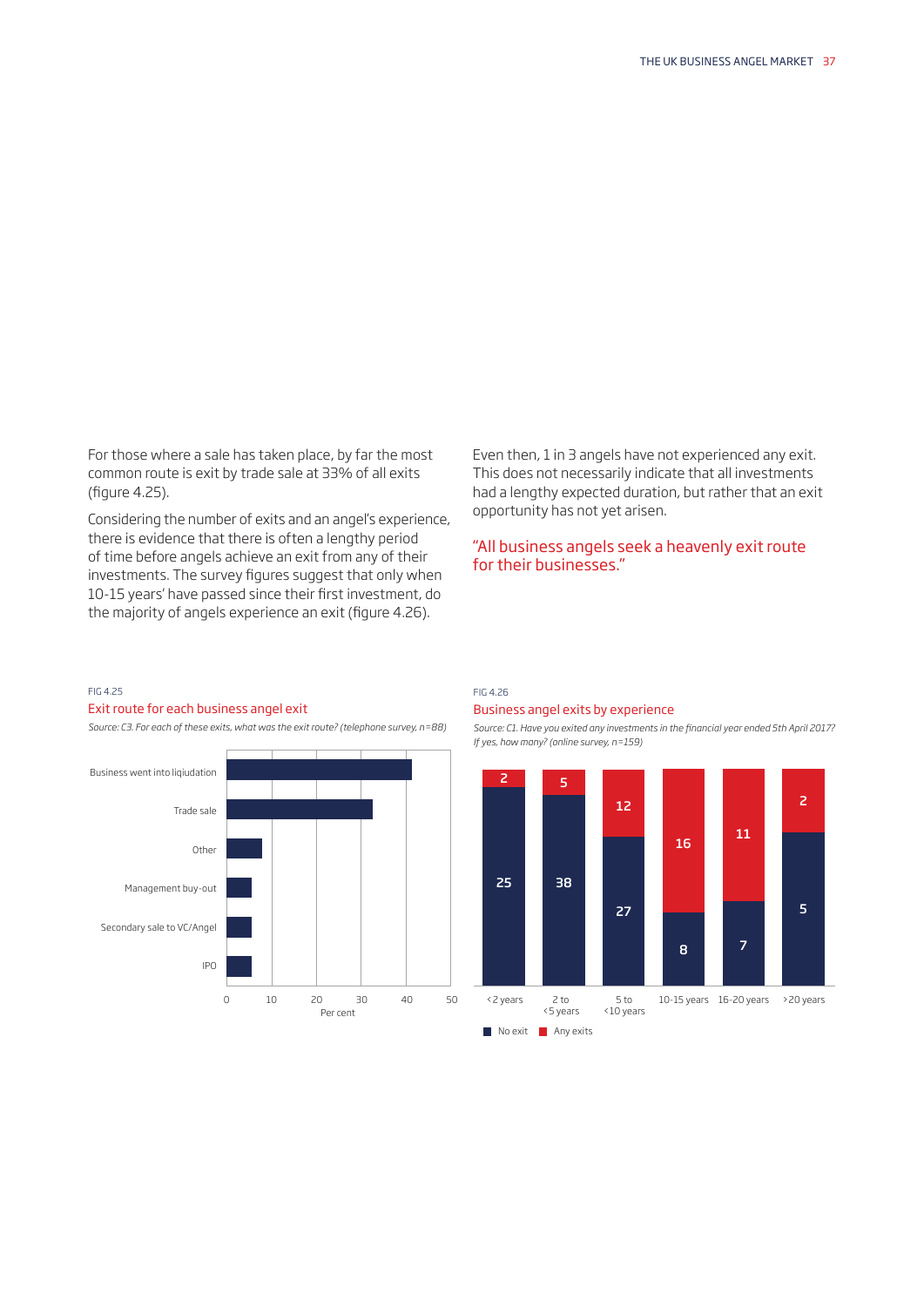For those where a sale has taken place, by far the most common route is exit by trade sale at 33% of all exits (figure 4.25).

Considering the number of exits and an angel's experience, there is evidence that there is often a lengthy period of time before angels achieve an exit from any of their investments. The survey figures suggest that only when 10-15 years' have passed since their first investment, do the majority of angels experience an exit (figure 4.26).

Even then, 1 in 3 angels have not experienced any exit. This does not necessarily indicate that all investments had a lengthy expected duration, but rather that an exit opportunity has not yet arisen.

"All business angels seek a heavenly exit route for their businesses."

FIG 4.25

## Exit route for each business angel exit

*Source: C3. For each of these exits, what was the exit route? (telephone survey, n=88)*

| Exit route | Per cent (approx.) |
|---|---|
| Business went into liquidation | 41 |
| Trade sale | 33 |
| Other | 8 |
| Management buy-out | 6 |
| Secondary sale to VC/Angel | 6 |
| IPO | 6 |

FIG 4.26

## Business angel exits by experience

*Source: C1. Have you exited any investments in the financial year ended 5th April 2017? If yes, how many? (online survey, n=159)*

| | <2 years | 2 to <5 years | 5 to <10 years | 10-15 years | 16-20 years | >20 years |
|---|---|---|---|---|---|---|
| No exit | 25 | 38 | 27 | 8 | 7 | 5 |
| Any exits | 2 | 5 | 12 | 16 | 11 | 2 |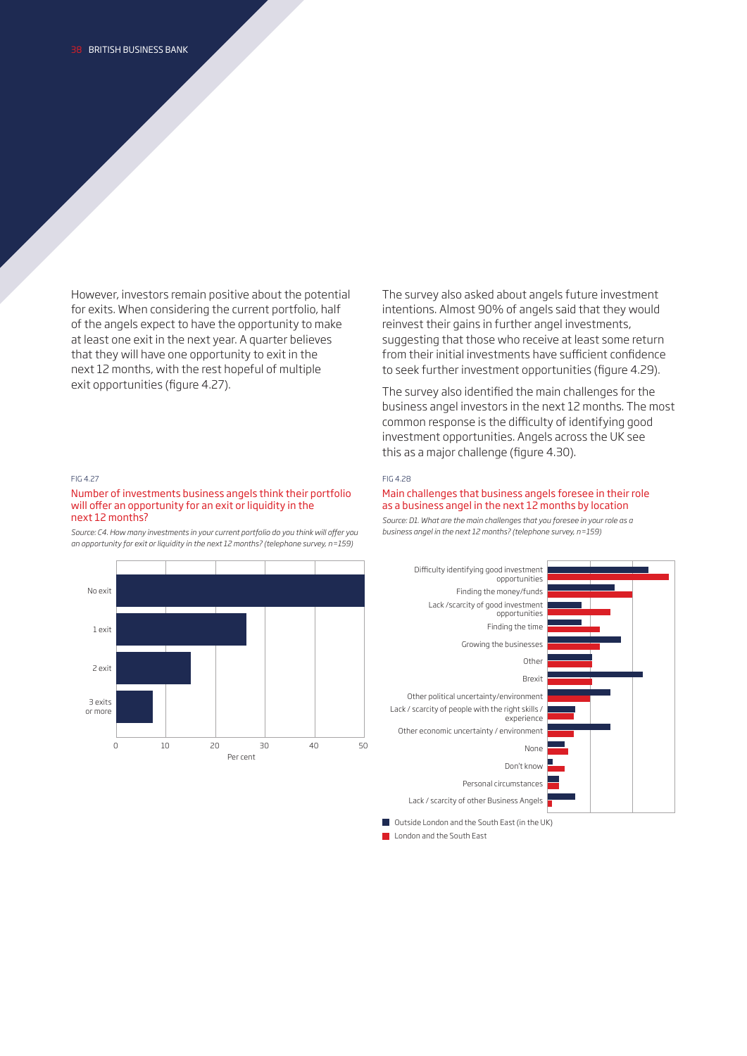However, investors remain positive about the potential for exits. When considering the current portfolio, half of the angels expect to have the opportunity to make at least one exit in the next year. A quarter believes that they will have one opportunity to exit in the next 12 months, with the rest hopeful of multiple exit opportunities (figure 4.27).

The survey also asked about angels future investment intentions. Almost 90% of angels said that they would reinvest their gains in further angel investments, suggesting that those who receive at least some return from their initial investments have sufficient confidence to seek further investment opportunities (figure 4.29).

The survey also identified the main challenges for the business angel investors in the next 12 months. The most common response is the difficulty of identifying good investment opportunities. Angels across the UK see this as a major challenge (figure 4.30).

FIG 4.27

## Number of investments business angels think their portfolio will offer an opportunity for an exit or liquidity in the next 12 months?

*Source: C4. How many investments in your current portfolio do you think will offer you an opportunity for exit or liquidity in the next 12 months? (telephone survey, n=159)*

| Number of exits | Per cent (approx.) |
| --- | --- |
| No exit | 50 |
| 1 exit | 26 |
| 2 exit | 15 |
| 3 exits or more | 7 |

FIG 4.28

## Main challenges that business angels foresee in their role as a business angel in the next 12 months by location

*Source: D1. What are the main challenges that you foresee in your role as a business angel in the next 12 months? (telephone survey, n=159)*

Categories: Difficulty identifying good investment opportunities; Finding the money/funds; Lack /scarcity of good investment opportunities; Finding the time; Growing the businesses; Other; Brexit; Other political uncertainty/environment; Lack / scarcity of people with the right skills / experience; Other economic uncertainty / environment; None; Don't know; Personal circumstances; Lack / scarcity of other Business Angels

Legend: Outside London and the South East (in the UK); London and the South East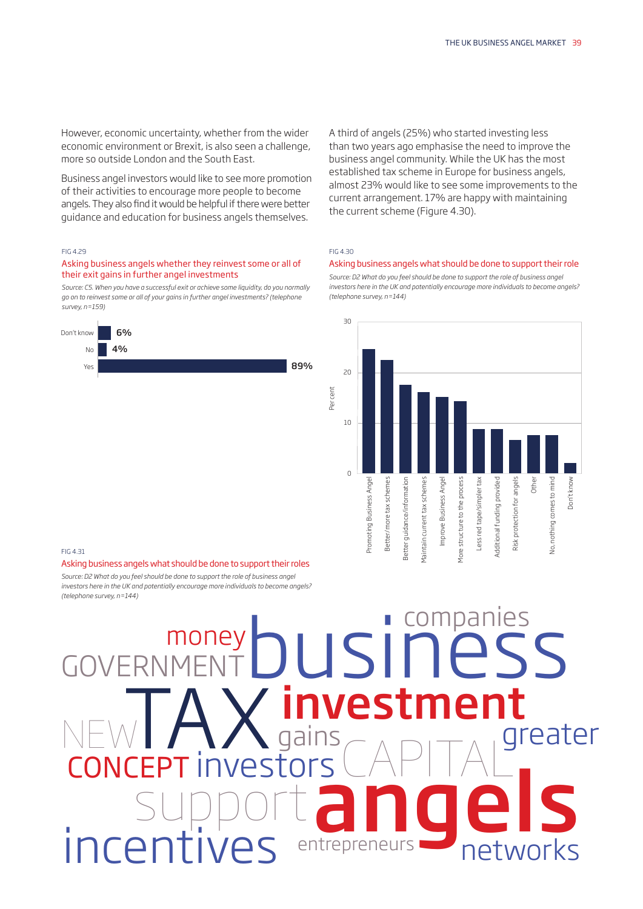However, economic uncertainty, whether from the wider economic environment or Brexit, is also seen a challenge, more so outside London and the South East.

Business angel investors would like to see more promotion of their activities to encourage more people to become angels. They also find it would be helpful if there were better guidance and education for business angels themselves.

A third of angels (25%) who started investing less than two years ago emphasise the need to improve the business angel community. While the UK has the most established tax scheme in Europe for business angels, almost 23% would like to see some improvements to the current arrangement. 17% are happy with maintaining the current scheme (Figure 4.30).

FIG 4.29

## Asking business angels whether they reinvest some or all of their exit gains in further angel investments

*Source: C5. When you have a successful exit or achieve some liquidity, do you normally go on to reinvest some or all of your gains in further angel investments? (telephone survey, n=159)*

| Response | Per cent |
|---|---|
| Don't know | 6% |
| No | 4% |
| Yes | 89% |

FIG 4.30

## Asking business angels what should be done to support their role

*Source: D2 What do you feel should be done to support the role of business angel investors here in the UK and potentially encourage more individuals to become angels? (telephone survey, n=144)*

FIG 4.31

## Asking business angels what should be done to support their roles

*Source: D2 What do you feel should be done to support the role of business angel investors here in the UK and potentially encourage more individuals to become angels? (telephone survey, n=144)*

money business companies GOVERNMENT TAX investment NEW gains greater CONCEPT investors CAPITAL support angels incentives entrepreneurs networks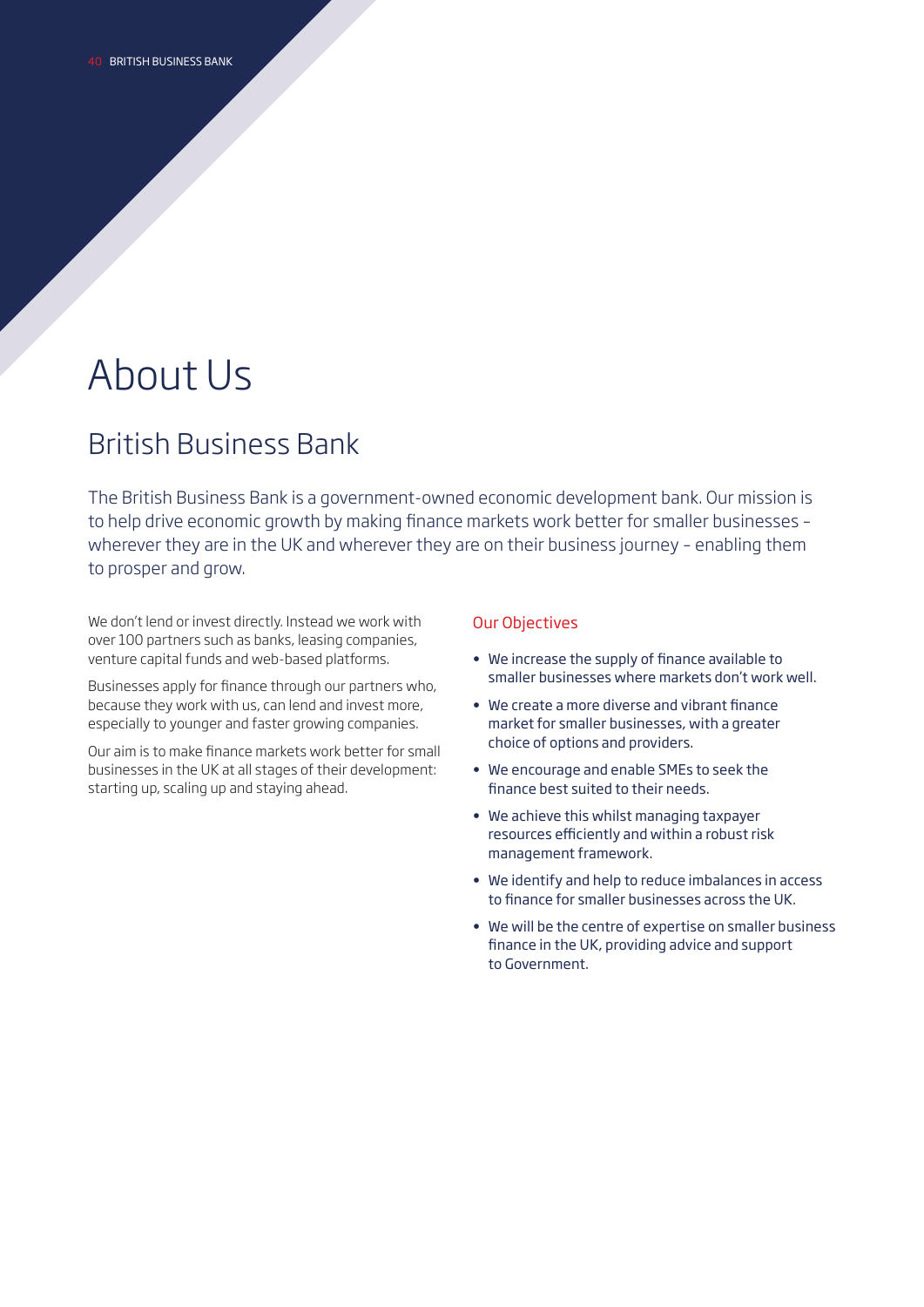# About Us

## British Business Bank

The British Business Bank is a government-owned economic development bank. Our mission is to help drive economic growth by making finance markets work better for smaller businesses – wherever they are in the UK and wherever they are on their business journey – enabling them to prosper and grow.

We don't lend or invest directly. Instead we work with over 100 partners such as banks, leasing companies, venture capital funds and web-based platforms.

Businesses apply for finance through our partners who, because they work with us, can lend and invest more, especially to younger and faster growing companies.

Our aim is to make finance markets work better for small businesses in the UK at all stages of their development: starting up, scaling up and staying ahead.

### Our Objectives

- We increase the supply of finance available to smaller businesses where markets don't work well.
- We create a more diverse and vibrant finance market for smaller businesses, with a greater choice of options and providers.
- We encourage and enable SMEs to seek the finance best suited to their needs.
- We achieve this whilst managing taxpayer resources efficiently and within a robust risk management framework.
- We identify and help to reduce imbalances in access to finance for smaller businesses across the UK.
- We will be the centre of expertise on smaller business finance in the UK, providing advice and support to Government.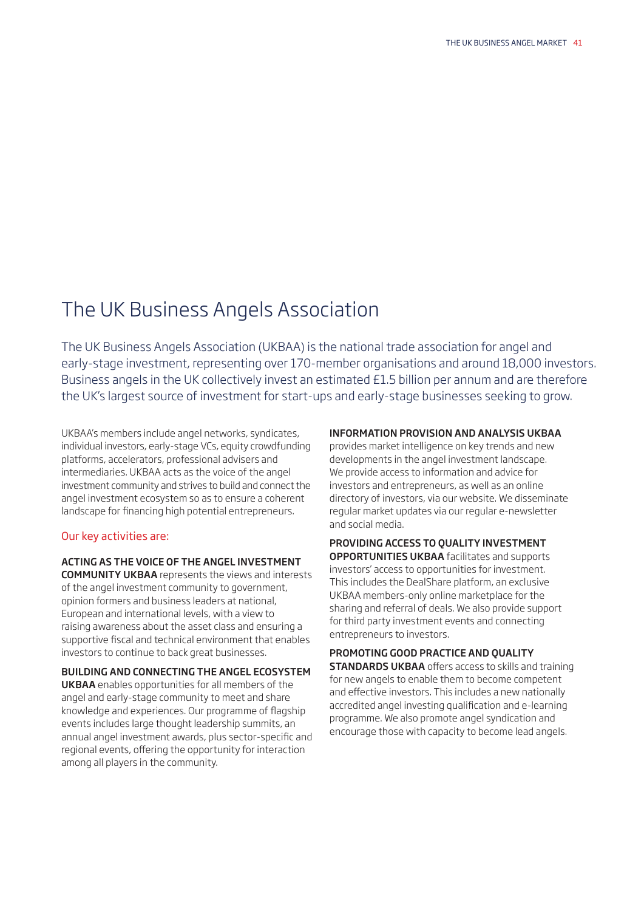# The UK Business Angels Association

The UK Business Angels Association (UKBAA) is the national trade association for angel and early-stage investment, representing over 170-member organisations and around 18,000 investors. Business angels in the UK collectively invest an estimated £1.5 billion per annum and are therefore the UK's largest source of investment for start-ups and early-stage businesses seeking to grow.

UKBAA's members include angel networks, syndicates, individual investors, early-stage VCs, equity crowdfunding platforms, accelerators, professional advisers and intermediaries. UKBAA acts as the voice of the angel investment community and strives to build and connect the angel investment ecosystem so as to ensure a coherent landscape for financing high potential entrepreneurs.

## Our key activities are:

**ACTING AS THE VOICE OF THE ANGEL INVESTMENT COMMUNITY UKBAA** represents the views and interests of the angel investment community to government, opinion formers and business leaders at national, European and international levels, with a view to raising awareness about the asset class and ensuring a supportive fiscal and technical environment that enables investors to continue to back great businesses.

**BUILDING AND CONNECTING THE ANGEL ECOSYSTEM UKBAA** enables opportunities for all members of the angel and early-stage community to meet and share knowledge and experiences. Our programme of flagship events includes large thought leadership summits, an annual angel investment awards, plus sector-specific and regional events, offering the opportunity for interaction among all players in the community.

**INFORMATION PROVISION AND ANALYSIS UKBAA** provides market intelligence on key trends and new developments in the angel investment landscape. We provide access to information and advice for investors and entrepreneurs, as well as an online directory of investors, via our website. We disseminate regular market updates via our regular e-newsletter and social media.

**PROVIDING ACCESS TO QUALITY INVESTMENT OPPORTUNITIES UKBAA** facilitates and supports investors' access to opportunities for investment. This includes the DealShare platform, an exclusive UKBAA members-only online marketplace for the sharing and referral of deals. We also provide support for third party investment events and connecting entrepreneurs to investors.

**PROMOTING GOOD PRACTICE AND QUALITY STANDARDS UKBAA** offers access to skills and training for new angels to enable them to become competent and effective investors. This includes a new nationally accredited angel investing qualification and e-learning programme. We also promote angel syndication and encourage those with capacity to become lead angels.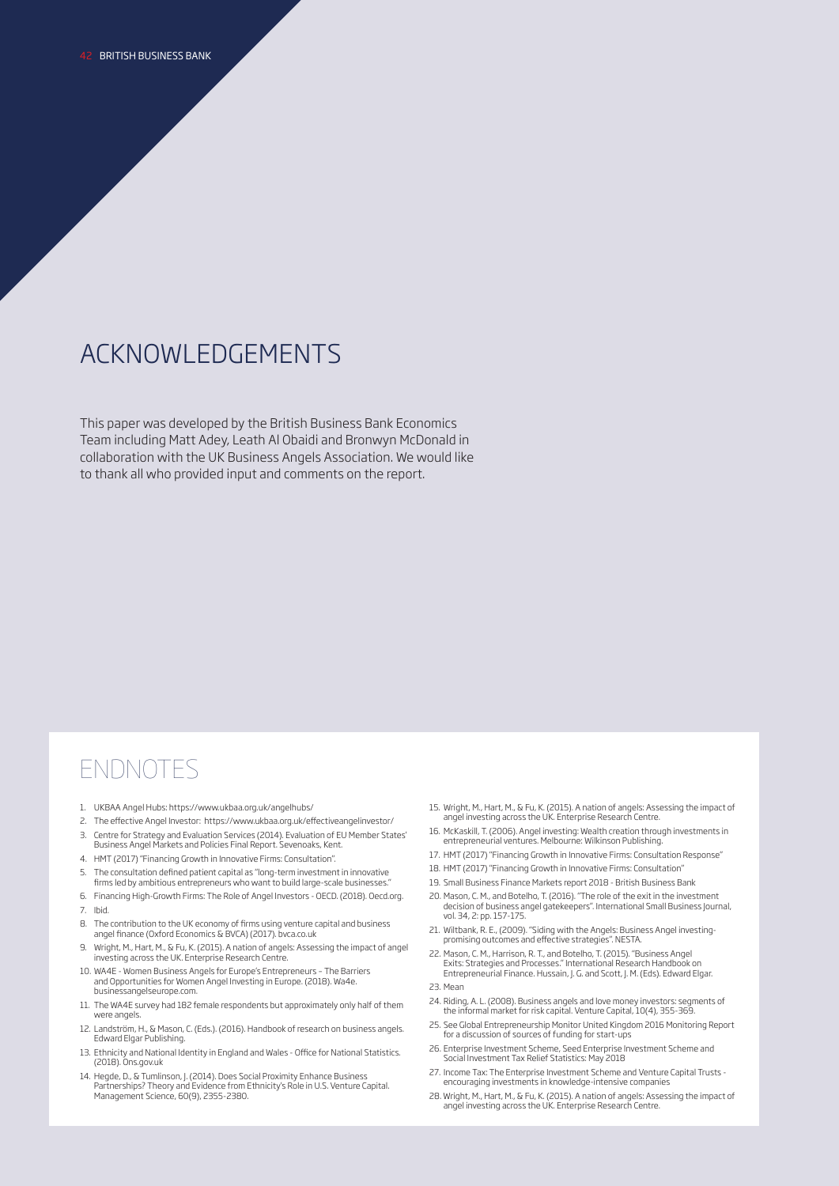# ACKNOWLEDGEMENTS

This paper was developed by the British Business Bank Economics Team including Matt Adey, Leath Al Obaidi and Bronwyn McDonald in collaboration with the UK Business Angels Association. We would like to thank all who provided input and comments on the report.

# ENDNOTES

1. UKBAA Angel Hubs: https://www.ukbaa.org.uk/angelhubs/
2. The effective Angel Investor: https://www.ukbaa.org.uk/effectiveangelinvestor/
3. Centre for Strategy and Evaluation Services (2014). Evaluation of EU Member States' Business Angel Markets and Policies Final Report. Sevenoaks, Kent.
4. HMT (2017) "Financing Growth in Innovative Firms: Consultation".
5. The consultation defined patient capital as "long-term investment in innovative firms led by ambitious entrepreneurs who want to build large-scale businesses."
6. Financing High-Growth Firms: The Role of Angel Investors - OECD. (2018). Oecd.org.
7. Ibid.
8. The contribution to the UK economy of firms using venture capital and business angel finance (Oxford Economics & BVCA) (2017). bvca.co.uk
9. Wright, M., Hart, M., & Fu, K. (2015). A nation of angels: Assessing the impact of angel investing across the UK. Enterprise Research Centre.
10. WA4E - Women Business Angels for Europe's Entrepreneurs – The Barriers and Opportunities for Women Angel Investing in Europe. (2018). Wa4e. businessangelseurope.com.
11. The WA4E survey had 182 female respondents but approximately only half of them were angels.
12. Landström, H., & Mason, C. (Eds.). (2016). Handbook of research on business angels. Edward Elgar Publishing.
13. Ethnicity and National Identity in England and Wales - Office for National Statistics. (2018). Ons.gov.uk
14. Hegde, D., & Tumlinson, J. (2014). Does Social Proximity Enhance Business Partnerships? Theory and Evidence from Ethnicity's Role in U.S. Venture Capital. Management Science, 60(9), 2355-2380.
15. Wright, M., Hart, M., & Fu, K. (2015). A nation of angels: Assessing the impact of angel investing across the UK. Enterprise Research Centre.
16. McKaskill, T. (2006). Angel investing: Wealth creation through investments in entrepreneurial ventures. Melbourne: Wilkinson Publishing.
17. HMT (2017) "Financing Growth in Innovative Firms: Consultation Response"
18. HMT (2017) "Financing Growth in Innovative Firms: Consultation"
19. Small Business Finance Markets report 2018 - British Business Bank
20. Mason, C. M., and Botelho, T. (2016). "The role of the exit in the investment decision of business angel gatekeepers". International Small Business Journal, vol. 34, 2: pp. 157-175.
21. Wiltbank, R. E., (2009). "Siding with the Angels: Business Angel investing-promising outcomes and effective strategies". NESTA.
22. Mason, C. M., Harrison, R. T., and Botelho, T. (2015). "Business Angel Exits: Strategies and Processes." International Research Handbook on Entrepreneurial Finance. Hussain, J. G. and Scott, J. M. (Eds). Edward Elgar.
23. Mean
24. Riding, A. L. (2008). Business angels and love money investors: segments of the informal market for risk capital. Venture Capital, 10(4), 355-369.
25. See Global Entrepreneurship Monitor United Kingdom 2016 Monitoring Report for a discussion of sources of funding for start-ups
26. Enterprise Investment Scheme, Seed Enterprise Investment Scheme and Social Investment Tax Relief Statistics: May 2018
27. Income Tax: The Enterprise Investment Scheme and Venture Capital Trusts - encouraging investments in knowledge-intensive companies
28. Wright, M., Hart, M., & Fu, K. (2015). A nation of angels: Assessing the impact of angel investing across the UK. Enterprise Research Centre.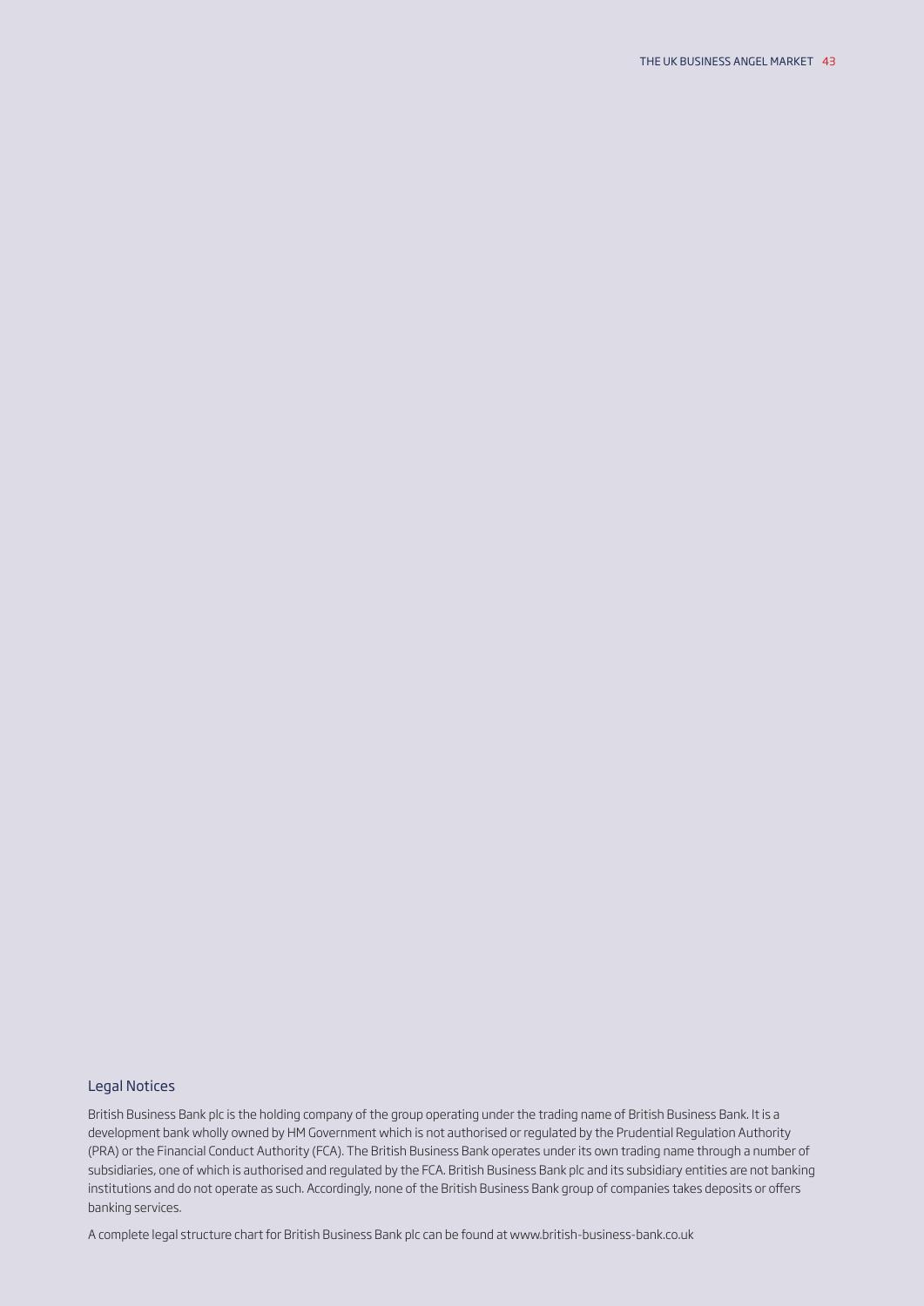## Legal Notices

British Business Bank plc is the holding company of the group operating under the trading name of British Business Bank. It is a development bank wholly owned by HM Government which is not authorised or regulated by the Prudential Regulation Authority (PRA) or the Financial Conduct Authority (FCA). The British Business Bank operates under its own trading name through a number of subsidiaries, one of which is authorised and regulated by the FCA. British Business Bank plc and its subsidiary entities are not banking institutions and do not operate as such. Accordingly, none of the British Business Bank group of companies takes deposits or offers banking services.

A complete legal structure chart for British Business Bank plc can be found at www.british-business-bank.co.uk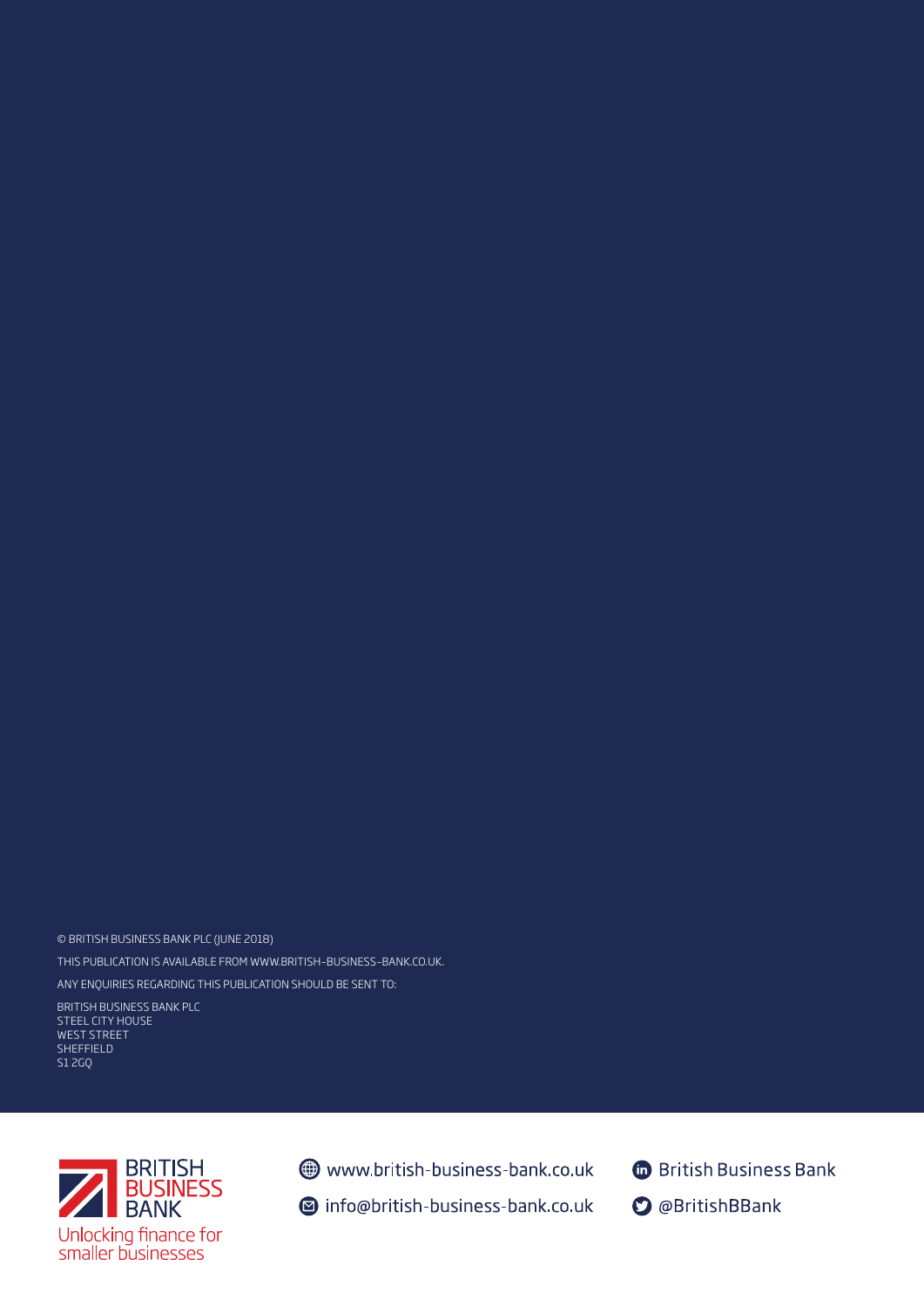© BRITISH BUSINESS BANK PLC (JUNE 2018)

THIS PUBLICATION IS AVAILABLE FROM WWW.BRITISH-BUSINESS-BANK.CO.UK.

ANY ENQUIRIES REGARDING THIS PUBLICATION SHOULD BE SENT TO:

BRITISH BUSINESS BANK PLC
STEEL CITY HOUSE
WEST STREET
SHEFFIELD
S1 2GQ

BRITISH BUSINESS BANK
Unlocking finance for smaller businesses

www.british-business-bank.co.uk

info@british-business-bank.co.uk

British Business Bank

@BritishBBank